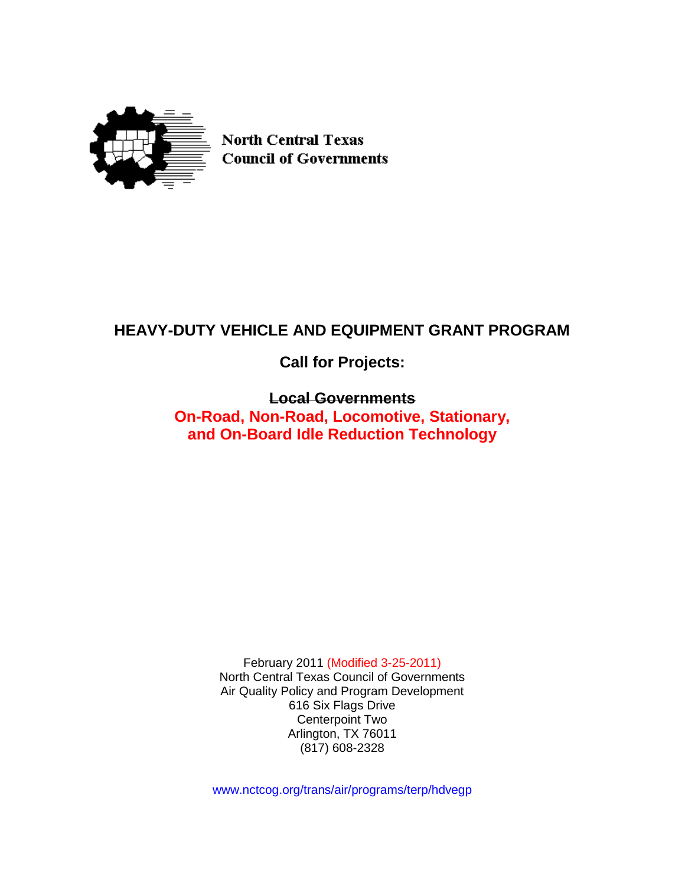North Central Texas
Council of Governments

# HEAVY-DUTY VEHICLE AND EQUIPMENT GRANT PROGRAM

## Call for Projects:

~~**Local Governments**~~

**On-Road, Non-Road, Locomotive, Stationary, and On-Board Idle Reduction Technology**

February 2011 (Modified 3-25-2011)
North Central Texas Council of Governments
Air Quality Policy and Program Development
616 Six Flags Drive
Centerpoint Two
Arlington, TX 76011
(817) 608-2328

www.nctcog.org/trans/air/programs/terp/hdvegp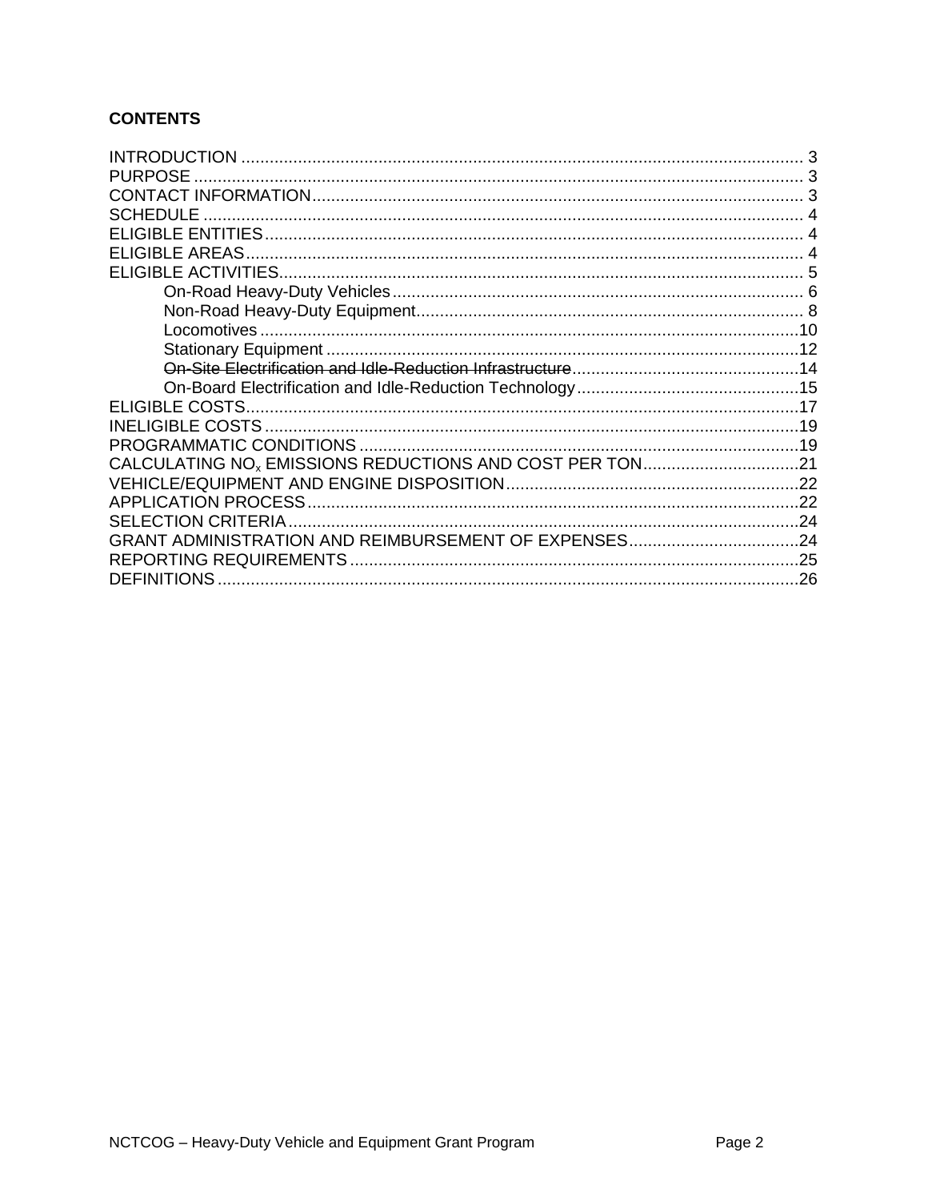**CONTENTS**

INTRODUCTION ........................................................................................................................ 3
PURPOSE ................................................................................................................................... 3
CONTACT INFORMATION.......................................................................................................... 3
SCHEDULE ................................................................................................................................ 4
ELIGIBLE ENTITIES................................................................................................................... 4
ELIGIBLE AREAS....................................................................................................................... 4
ELIGIBLE ACTIVITIES................................................................................................................ 5

- On-Road Heavy-Duty Vehicles ....................................................................................... 6
- Non-Road Heavy-Duty Equipment.................................................................................. 8
- Locomotives ...................................................................................................................10
- Stationary Equipment .....................................................................................................12
- ~~On-Site Electrification and Idle-Reduction Infrastructure~~................................................14
- On-Board Electrification and Idle-Reduction Technology................................................15

ELIGIBLE COSTS......................................................................................................................17
INELIGIBLE COSTS ..................................................................................................................19
PROGRAMMATIC CONDITIONS ..............................................................................................19
CALCULATING $NO_x$ EMISSIONS REDUCTIONS AND COST PER TON..................................21
VEHICLE/EQUIPMENT AND ENGINE DISPOSITION..............................................................22
APPLICATION PROCESS.........................................................................................................22
SELECTION CRITERIA.............................................................................................................24
GRANT ADMINISTRATION AND REIMBURSEMENT OF EXPENSES.....................................24
REPORTING REQUIREMENTS ................................................................................................25
DEFINITIONS ............................................................................................................................26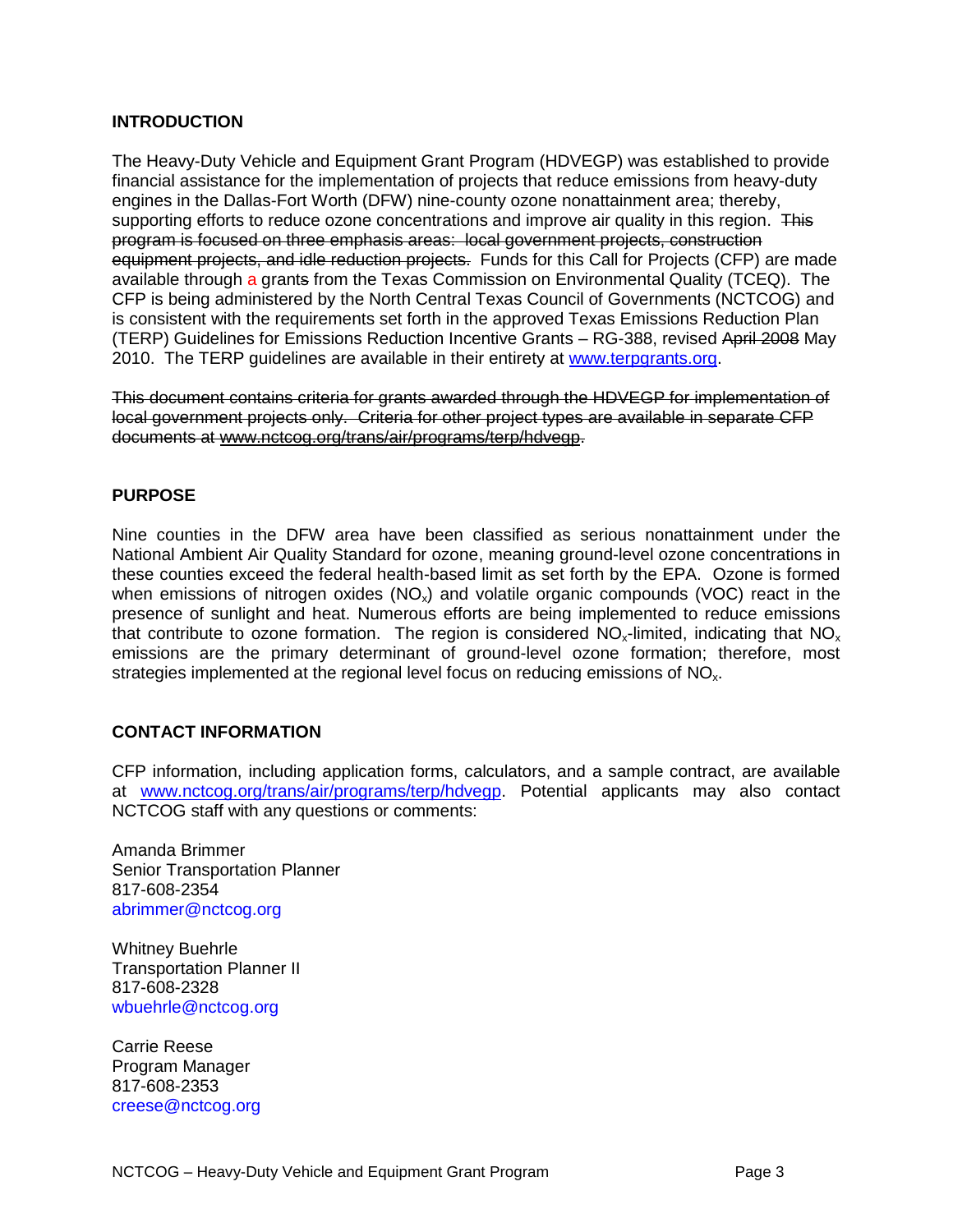## INTRODUCTION

The Heavy-Duty Vehicle and Equipment Grant Program (HDVEGP) was established to provide financial assistance for the implementation of projects that reduce emissions from heavy-duty engines in the Dallas-Fort Worth (DFW) nine-county ozone nonattainment area; thereby, supporting efforts to reduce ozone concentrations and improve air quality in this region. ~~This program is focused on three emphasis areas: local government projects, construction equipment projects, and idle reduction projects.~~ Funds for this Call for Projects (CFP) are made available through a grant~~s~~ from the Texas Commission on Environmental Quality (TCEQ). The CFP is being administered by the North Central Texas Council of Governments (NCTCOG) and is consistent with the requirements set forth in the approved Texas Emissions Reduction Plan (TERP) Guidelines for Emissions Reduction Incentive Grants – RG-388, revised ~~April 2008~~ May 2010. The TERP guidelines are available in their entirety at www.terpgrants.org.

~~This document contains criteria for grants awarded through the HDVEGP for implementation of local government projects only. Criteria for other project types are available in separate CFP documents at www.nctcog.org/trans/air/programs/terp/hdvegp.~~

## PURPOSE

Nine counties in the DFW area have been classified as serious nonattainment under the National Ambient Air Quality Standard for ozone, meaning ground-level ozone concentrations in these counties exceed the federal health-based limit as set forth by the EPA. Ozone is formed when emissions of nitrogen oxides ($NO_x$) and volatile organic compounds (VOC) react in the presence of sunlight and heat. Numerous efforts are being implemented to reduce emissions that contribute to ozone formation. The region is considered $NO_x$-limited, indicating that $NO_x$ emissions are the primary determinant of ground-level ozone formation; therefore, most strategies implemented at the regional level focus on reducing emissions of $NO_x$.

## CONTACT INFORMATION

CFP information, including application forms, calculators, and a sample contract, are available at www.nctcog.org/trans/air/programs/terp/hdvegp. Potential applicants may also contact NCTCOG staff with any questions or comments:

Amanda Brimmer
Senior Transportation Planner
817-608-2354
abrimmer@nctcog.org

Whitney Buehrle
Transportation Planner II
817-608-2328
wbuehrle@nctcog.org

Carrie Reese
Program Manager
817-608-2353
creese@nctcog.org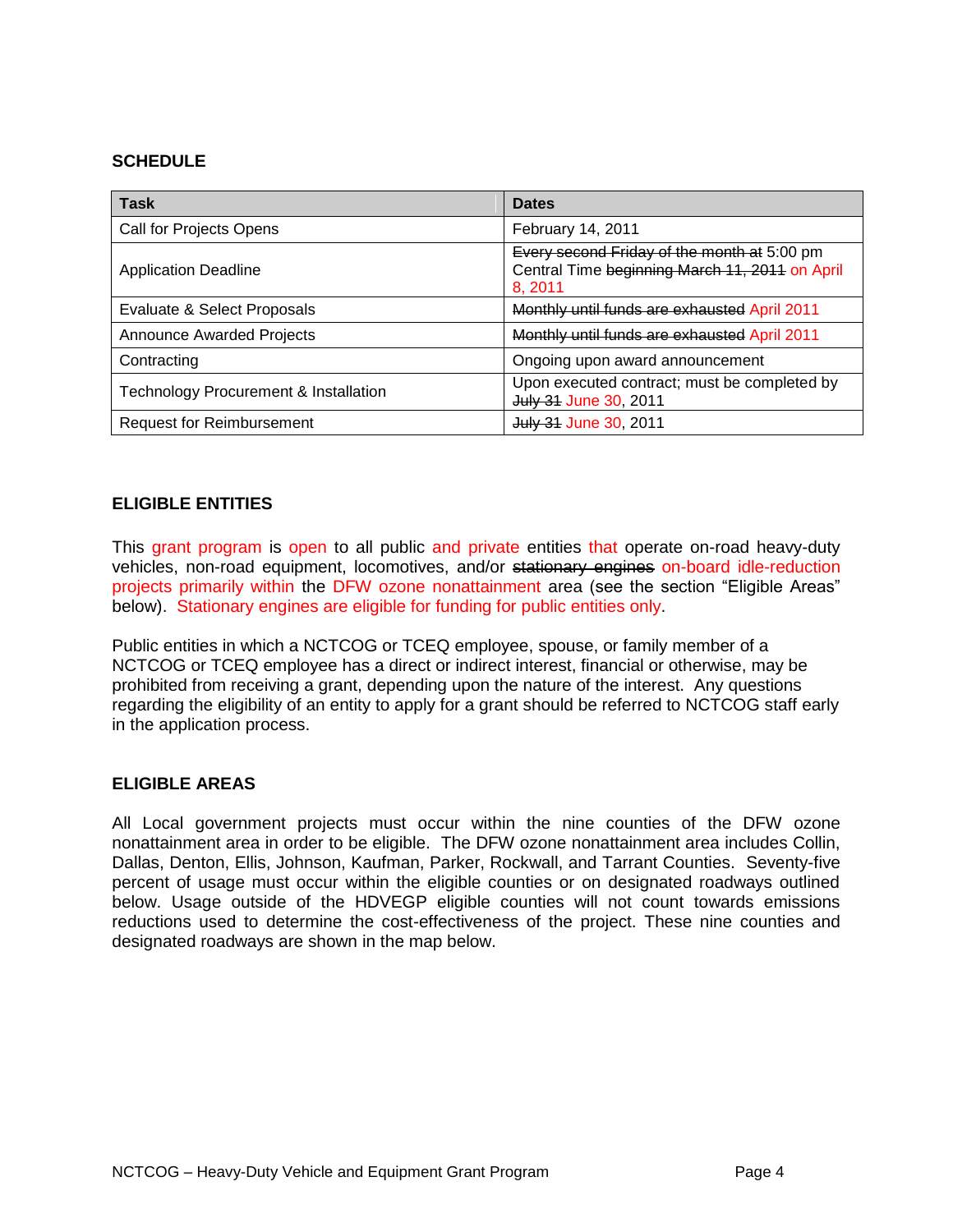### SCHEDULE

| Task | Dates |
|---|---|
| Call for Projects Opens | February 14, 2011 |
| Application Deadline | ~~Every second Friday of the month at~~ 5:00 pm Central Time ~~beginning March 11, 2011~~ on April 8, 2011 |
| Evaluate & Select Proposals | ~~Monthly until funds are exhausted~~ April 2011 |
| Announce Awarded Projects | ~~Monthly until funds are exhausted~~ April 2011 |
| Contracting | Ongoing upon award announcement |
| Technology Procurement & Installation | Upon executed contract; must be completed by ~~July 31~~ June 30, 2011 |
| Request for Reimbursement | ~~July 31~~ June 30, 2011 |

### ELIGIBLE ENTITIES

This grant program is open to all public and private entities that operate on-road heavy-duty vehicles, non-road equipment, locomotives, and/or ~~stationary engines~~ on-board idle-reduction projects primarily within the DFW ozone nonattainment area (see the section "Eligible Areas" below). Stationary engines are eligible for funding for public entities only.

Public entities in which a NCTCOG or TCEQ employee, spouse, or family member of a NCTCOG or TCEQ employee has a direct or indirect interest, financial or otherwise, may be prohibited from receiving a grant, depending upon the nature of the interest. Any questions regarding the eligibility of an entity to apply for a grant should be referred to NCTCOG staff early in the application process.

### ELIGIBLE AREAS

All Local government projects must occur within the nine counties of the DFW ozone nonattainment area in order to be eligible. The DFW ozone nonattainment area includes Collin, Dallas, Denton, Ellis, Johnson, Kaufman, Parker, Rockwall, and Tarrant Counties. Seventy-five percent of usage must occur within the eligible counties or on designated roadways outlined below. Usage outside of the HDVEGP eligible counties will not count towards emissions reductions used to determine the cost-effectiveness of the project. These nine counties and designated roadways are shown in the map below.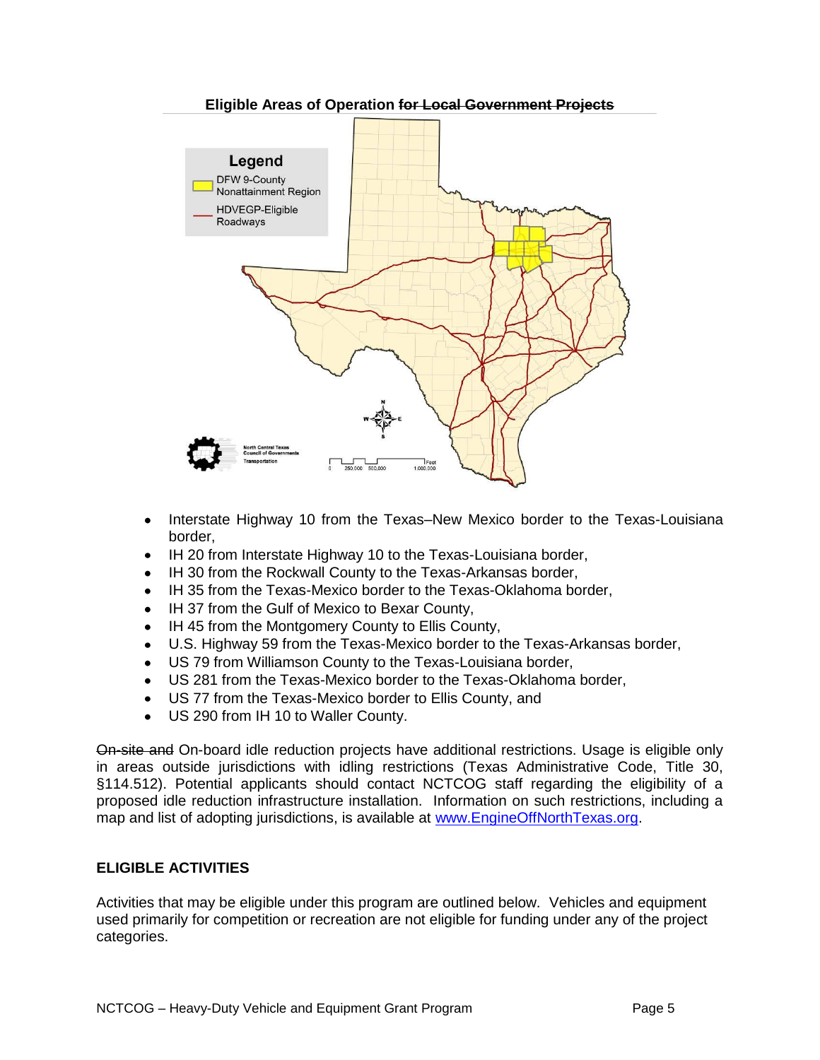**Eligible Areas of Operation ~~for Local Government Projects~~**

- Interstate Highway 10 from the Texas–New Mexico border to the Texas-Louisiana border,
- IH 20 from Interstate Highway 10 to the Texas-Louisiana border,
- IH 30 from the Rockwall County to the Texas-Arkansas border,
- IH 35 from the Texas-Mexico border to the Texas-Oklahoma border,
- IH 37 from the Gulf of Mexico to Bexar County,
- IH 45 from the Montgomery County to Ellis County,
- U.S. Highway 59 from the Texas-Mexico border to the Texas-Arkansas border,
- US 79 from Williamson County to the Texas-Louisiana border,
- US 281 from the Texas-Mexico border to the Texas-Oklahoma border,
- US 77 from the Texas-Mexico border to Ellis County, and
- US 290 from IH 10 to Waller County.

~~On-site and~~ On-board idle reduction projects have additional restrictions. Usage is eligible only in areas outside jurisdictions with idling restrictions (Texas Administrative Code, Title 30, §114.512). Potential applicants should contact NCTCOG staff regarding the eligibility of a proposed idle reduction infrastructure installation. Information on such restrictions, including a map and list of adopting jurisdictions, is available at www.EngineOffNorthTexas.org.

**ELIGIBLE ACTIVITIES**

Activities that may be eligible under this program are outlined below. Vehicles and equipment used primarily for competition or recreation are not eligible for funding under any of the project categories.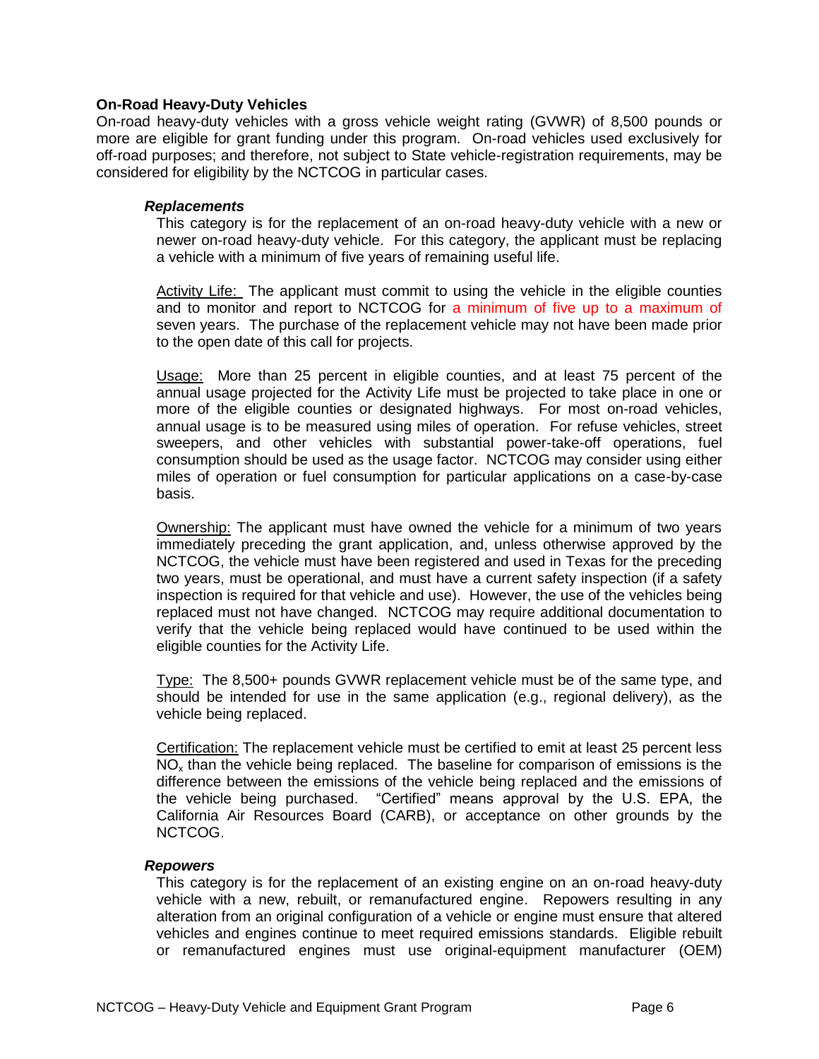**On-Road Heavy-Duty Vehicles**

On-road heavy-duty vehicles with a gross vehicle weight rating (GVWR) of 8,500 pounds or more are eligible for grant funding under this program. On-road vehicles used exclusively for off-road purposes; and therefore, not subject to State vehicle-registration requirements, may be considered for eligibility by the NCTCOG in particular cases.

***Replacements***

This category is for the replacement of an on-road heavy-duty vehicle with a new or newer on-road heavy-duty vehicle. For this category, the applicant must be replacing a vehicle with a minimum of five years of remaining useful life.

Activity Life: The applicant must commit to using the vehicle in the eligible counties and to monitor and report to NCTCOG for a minimum of five up to a maximum of seven years. The purchase of the replacement vehicle may not have been made prior to the open date of this call for projects.

Usage: More than 25 percent in eligible counties, and at least 75 percent of the annual usage projected for the Activity Life must be projected to take place in one or more of the eligible counties or designated highways. For most on-road vehicles, annual usage is to be measured using miles of operation. For refuse vehicles, street sweepers, and other vehicles with substantial power-take-off operations, fuel consumption should be used as the usage factor. NCTCOG may consider using either miles of operation or fuel consumption for particular applications on a case-by-case basis.

Ownership: The applicant must have owned the vehicle for a minimum of two years immediately preceding the grant application, and, unless otherwise approved by the NCTCOG, the vehicle must have been registered and used in Texas for the preceding two years, must be operational, and must have a current safety inspection (if a safety inspection is required for that vehicle and use). However, the use of the vehicles being replaced must not have changed. NCTCOG may require additional documentation to verify that the vehicle being replaced would have continued to be used within the eligible counties for the Activity Life.

Type: The 8,500+ pounds GVWR replacement vehicle must be of the same type, and should be intended for use in the same application (e.g., regional delivery), as the vehicle being replaced.

Certification: The replacement vehicle must be certified to emit at least 25 percent less $NO_x$ than the vehicle being replaced. The baseline for comparison of emissions is the difference between the emissions of the vehicle being replaced and the emissions of the vehicle being purchased. "Certified" means approval by the U.S. EPA, the California Air Resources Board (CARB), or acceptance on other grounds by the NCTCOG.

***Repowers***

This category is for the replacement of an existing engine on an on-road heavy-duty vehicle with a new, rebuilt, or remanufactured engine. Repowers resulting in any alteration from an original configuration of a vehicle or engine must ensure that altered vehicles and engines continue to meet required emissions standards. Eligible rebuilt or remanufactured engines must use original-equipment manufacturer (OEM)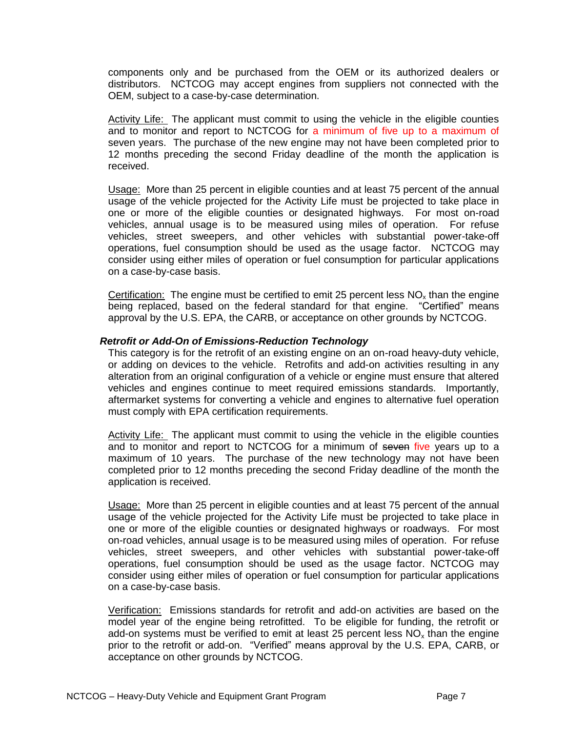components only and be purchased from the OEM or its authorized dealers or distributors. NCTCOG may accept engines from suppliers not connected with the OEM, subject to a case-by-case determination.

Activity Life: The applicant must commit to using the vehicle in the eligible counties and to monitor and report to NCTCOG for a minimum of five up to a maximum of seven years. The purchase of the new engine may not have been completed prior to 12 months preceding the second Friday deadline of the month the application is received.

Usage: More than 25 percent in eligible counties and at least 75 percent of the annual usage of the vehicle projected for the Activity Life must be projected to take place in one or more of the eligible counties or designated highways. For most on-road vehicles, annual usage is to be measured using miles of operation. For refuse vehicles, street sweepers, and other vehicles with substantial power-take-off operations, fuel consumption should be used as the usage factor. NCTCOG may consider using either miles of operation or fuel consumption for particular applications on a case-by-case basis.

Certification: The engine must be certified to emit 25 percent less $NO_x$ than the engine being replaced, based on the federal standard for that engine. "Certified" means approval by the U.S. EPA, the CARB, or acceptance on other grounds by NCTCOG.

***Retrofit or Add-On of Emissions-Reduction Technology***

This category is for the retrofit of an existing engine on an on-road heavy-duty vehicle, or adding on devices to the vehicle. Retrofits and add-on activities resulting in any alteration from an original configuration of a vehicle or engine must ensure that altered vehicles and engines continue to meet required emissions standards. Importantly, aftermarket systems for converting a vehicle and engines to alternative fuel operation must comply with EPA certification requirements.

Activity Life: The applicant must commit to using the vehicle in the eligible counties and to monitor and report to NCTCOG for a minimum of ~~seven~~ five years up to a maximum of 10 years. The purchase of the new technology may not have been completed prior to 12 months preceding the second Friday deadline of the month the application is received.

Usage: More than 25 percent in eligible counties and at least 75 percent of the annual usage of the vehicle projected for the Activity Life must be projected to take place in one or more of the eligible counties or designated highways or roadways. For most on-road vehicles, annual usage is to be measured using miles of operation. For refuse vehicles, street sweepers, and other vehicles with substantial power-take-off operations, fuel consumption should be used as the usage factor. NCTCOG may consider using either miles of operation or fuel consumption for particular applications on a case-by-case basis.

Verification: Emissions standards for retrofit and add-on activities are based on the model year of the engine being retrofitted. To be eligible for funding, the retrofit or add-on systems must be verified to emit at least 25 percent less $NO_x$ than the engine prior to the retrofit or add-on. "Verified" means approval by the U.S. EPA, CARB, or acceptance on other grounds by NCTCOG.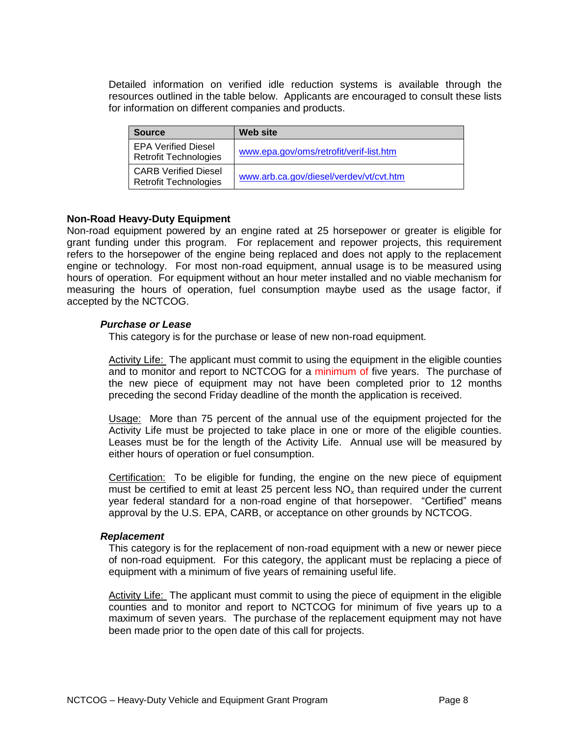Detailed information on verified idle reduction systems is available through the resources outlined in the table below. Applicants are encouraged to consult these lists for information on different companies and products.

| Source | Web site |
| --- | --- |
| EPA Verified Diesel Retrofit Technologies | www.epa.gov/oms/retrofit/verif-list.htm |
| CARB Verified Diesel Retrofit Technologies | www.arb.ca.gov/diesel/verdev/vt/cvt.htm |

**Non-Road Heavy-Duty Equipment**

Non-road equipment powered by an engine rated at 25 horsepower or greater is eligible for grant funding under this program. For replacement and repower projects, this requirement refers to the horsepower of the engine being replaced and does not apply to the replacement engine or technology. For most non-road equipment, annual usage is to be measured using hours of operation. For equipment without an hour meter installed and no viable mechanism for measuring the hours of operation, fuel consumption maybe used as the usage factor, if accepted by the NCTCOG.

***Purchase or Lease***

This category is for the purchase or lease of new non-road equipment.

Activity Life: The applicant must commit to using the equipment in the eligible counties and to monitor and report to NCTCOG for a minimum of five years. The purchase of the new piece of equipment may not have been completed prior to 12 months preceding the second Friday deadline of the month the application is received.

Usage: More than 75 percent of the annual use of the equipment projected for the Activity Life must be projected to take place in one or more of the eligible counties. Leases must be for the length of the Activity Life. Annual use will be measured by either hours of operation or fuel consumption.

Certification: To be eligible for funding, the engine on the new piece of equipment must be certified to emit at least 25 percent less $NO_x$ than required under the current year federal standard for a non-road engine of that horsepower. "Certified" means approval by the U.S. EPA, CARB, or acceptance on other grounds by NCTCOG.

***Replacement***

This category is for the replacement of non-road equipment with a new or newer piece of non-road equipment. For this category, the applicant must be replacing a piece of equipment with a minimum of five years of remaining useful life.

Activity Life: The applicant must commit to using the piece of equipment in the eligible counties and to monitor and report to NCTCOG for minimum of five years up to a maximum of seven years. The purchase of the replacement equipment may not have been made prior to the open date of this call for projects.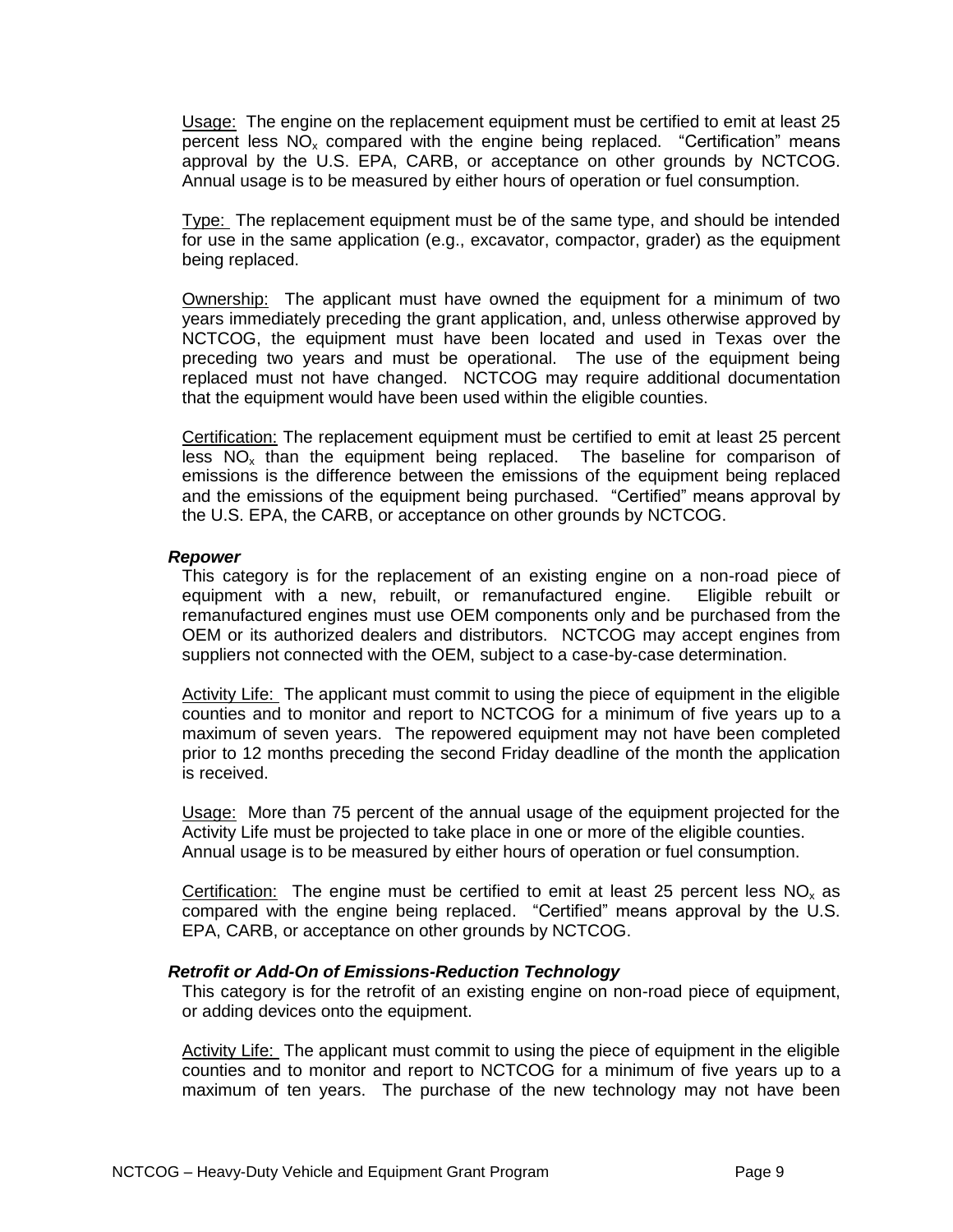Usage: The engine on the replacement equipment must be certified to emit at least 25 percent less $NO_x$ compared with the engine being replaced. "Certification" means approval by the U.S. EPA, CARB, or acceptance on other grounds by NCTCOG. Annual usage is to be measured by either hours of operation or fuel consumption.

Type: The replacement equipment must be of the same type, and should be intended for use in the same application (e.g., excavator, compactor, grader) as the equipment being replaced.

Ownership: The applicant must have owned the equipment for a minimum of two years immediately preceding the grant application, and, unless otherwise approved by NCTCOG, the equipment must have been located and used in Texas over the preceding two years and must be operational. The use of the equipment being replaced must not have changed. NCTCOG may require additional documentation that the equipment would have been used within the eligible counties.

Certification: The replacement equipment must be certified to emit at least 25 percent less $NO_x$ than the equipment being replaced. The baseline for comparison of emissions is the difference between the emissions of the equipment being replaced and the emissions of the equipment being purchased. "Certified" means approval by the U.S. EPA, the CARB, or acceptance on other grounds by NCTCOG.

***Repower***

This category is for the replacement of an existing engine on a non-road piece of equipment with a new, rebuilt, or remanufactured engine. Eligible rebuilt or remanufactured engines must use OEM components only and be purchased from the OEM or its authorized dealers and distributors. NCTCOG may accept engines from suppliers not connected with the OEM, subject to a case-by-case determination.

Activity Life: The applicant must commit to using the piece of equipment in the eligible counties and to monitor and report to NCTCOG for a minimum of five years up to a maximum of seven years. The repowered equipment may not have been completed prior to 12 months preceding the second Friday deadline of the month the application is received.

Usage: More than 75 percent of the annual usage of the equipment projected for the Activity Life must be projected to take place in one or more of the eligible counties. Annual usage is to be measured by either hours of operation or fuel consumption.

Certification: The engine must be certified to emit at least 25 percent less $NO_x$ as compared with the engine being replaced. "Certified" means approval by the U.S. EPA, CARB, or acceptance on other grounds by NCTCOG.

***Retrofit or Add-On of Emissions-Reduction Technology***

This category is for the retrofit of an existing engine on non-road piece of equipment, or adding devices onto the equipment.

Activity Life: The applicant must commit to using the piece of equipment in the eligible counties and to monitor and report to NCTCOG for a minimum of five years up to a maximum of ten years. The purchase of the new technology may not have been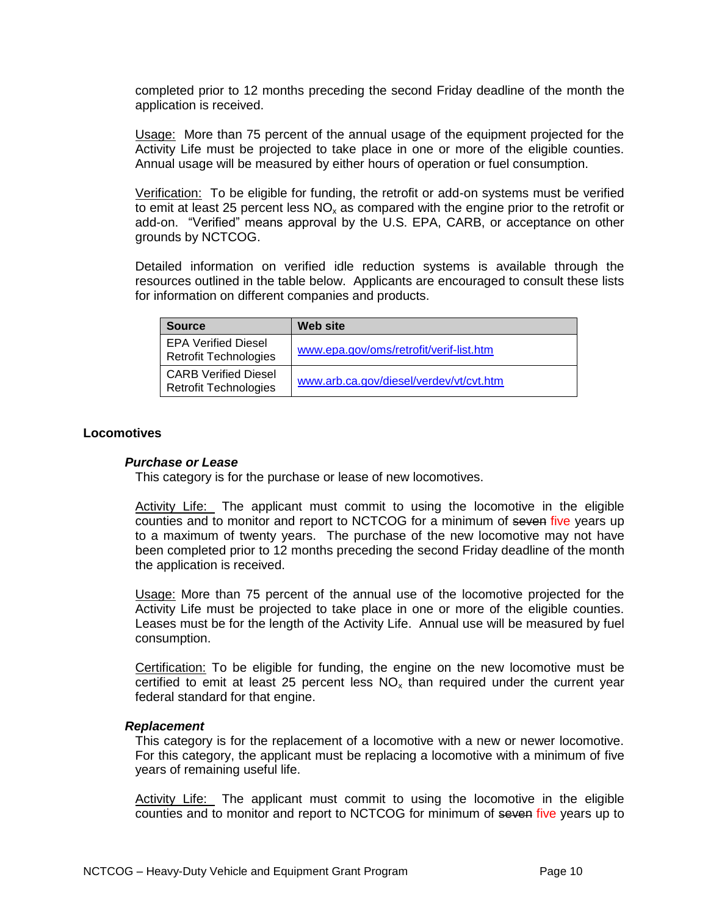completed prior to 12 months preceding the second Friday deadline of the month the application is received.

Usage: More than 75 percent of the annual usage of the equipment projected for the Activity Life must be projected to take place in one or more of the eligible counties. Annual usage will be measured by either hours of operation or fuel consumption.

Verification: To be eligible for funding, the retrofit or add-on systems must be verified to emit at least 25 percent less $NO_x$ as compared with the engine prior to the retrofit or add-on. "Verified" means approval by the U.S. EPA, CARB, or acceptance on other grounds by NCTCOG.

Detailed information on verified idle reduction systems is available through the resources outlined in the table below. Applicants are encouraged to consult these lists for information on different companies and products.

| Source | Web site |
| --- | --- |
| EPA Verified Diesel Retrofit Technologies | www.epa.gov/oms/retrofit/verif-list.htm |
| CARB Verified Diesel Retrofit Technologies | www.arb.ca.gov/diesel/verdev/vt/cvt.htm |

## Locomotives

### *Purchase or Lease*

This category is for the purchase or lease of new locomotives.

Activity Life: The applicant must commit to using the locomotive in the eligible counties and to monitor and report to NCTCOG for a minimum of ~~seven~~ five years up to a maximum of twenty years. The purchase of the new locomotive may not have been completed prior to 12 months preceding the second Friday deadline of the month the application is received.

Usage: More than 75 percent of the annual use of the locomotive projected for the Activity Life must be projected to take place in one or more of the eligible counties. Leases must be for the length of the Activity Life. Annual use will be measured by fuel consumption.

Certification: To be eligible for funding, the engine on the new locomotive must be certified to emit at least 25 percent less $NO_x$ than required under the current year federal standard for that engine.

### *Replacement*

This category is for the replacement of a locomotive with a new or newer locomotive. For this category, the applicant must be replacing a locomotive with a minimum of five years of remaining useful life.

Activity Life: The applicant must commit to using the locomotive in the eligible counties and to monitor and report to NCTCOG for minimum of ~~seven~~ five years up to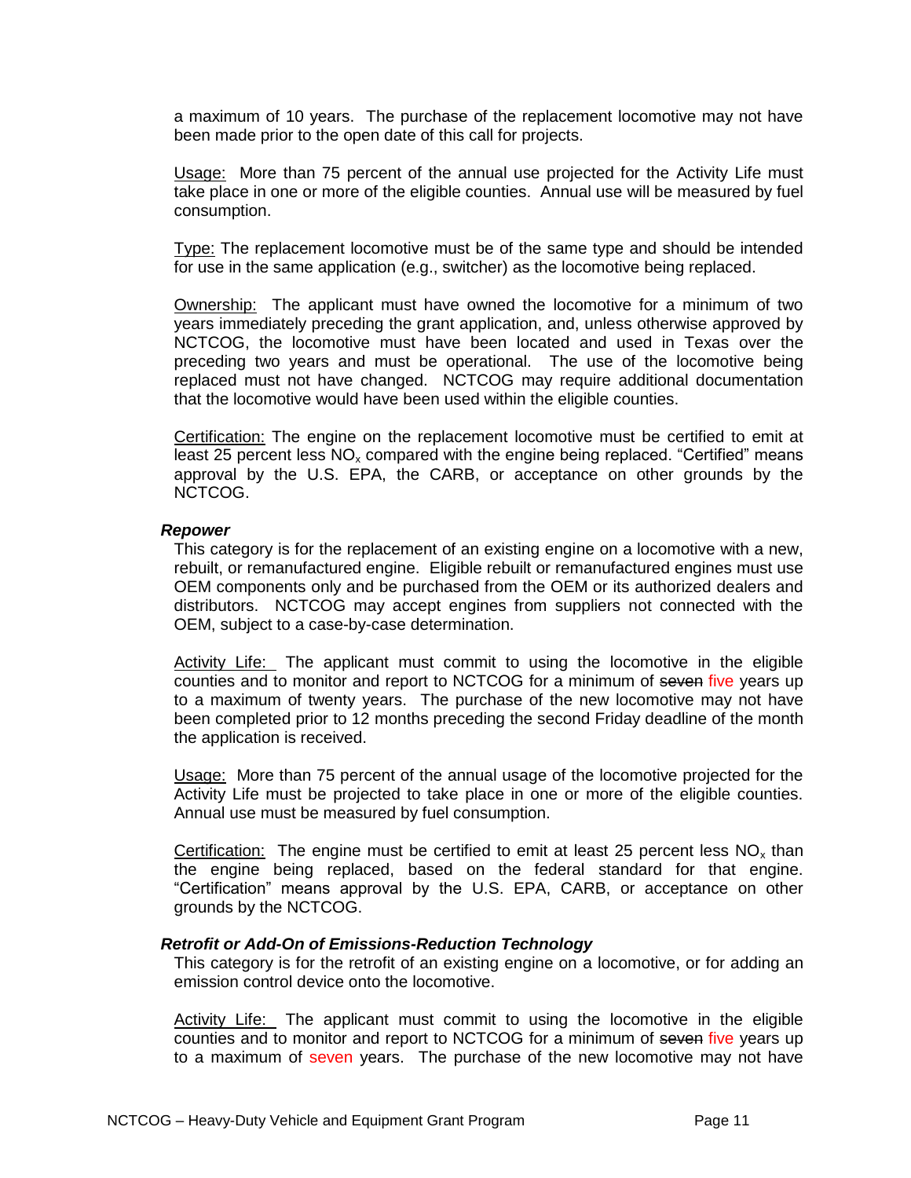a maximum of 10 years. The purchase of the replacement locomotive may not have been made prior to the open date of this call for projects.

Usage: More than 75 percent of the annual use projected for the Activity Life must take place in one or more of the eligible counties. Annual use will be measured by fuel consumption.

Type: The replacement locomotive must be of the same type and should be intended for use in the same application (e.g., switcher) as the locomotive being replaced.

Ownership: The applicant must have owned the locomotive for a minimum of two years immediately preceding the grant application, and, unless otherwise approved by NCTCOG, the locomotive must have been located and used in Texas over the preceding two years and must be operational. The use of the locomotive being replaced must not have changed. NCTCOG may require additional documentation that the locomotive would have been used within the eligible counties.

Certification: The engine on the replacement locomotive must be certified to emit at least 25 percent less $NO_x$ compared with the engine being replaced. "Certified" means approval by the U.S. EPA, the CARB, or acceptance on other grounds by the NCTCOG.

***Repower***

This category is for the replacement of an existing engine on a locomotive with a new, rebuilt, or remanufactured engine. Eligible rebuilt or remanufactured engines must use OEM components only and be purchased from the OEM or its authorized dealers and distributors. NCTCOG may accept engines from suppliers not connected with the OEM, subject to a case-by-case determination.

Activity Life: The applicant must commit to using the locomotive in the eligible counties and to monitor and report to NCTCOG for a minimum of ~~seven~~ five years up to a maximum of twenty years. The purchase of the new locomotive may not have been completed prior to 12 months preceding the second Friday deadline of the month the application is received.

Usage: More than 75 percent of the annual usage of the locomotive projected for the Activity Life must be projected to take place in one or more of the eligible counties. Annual use must be measured by fuel consumption.

Certification: The engine must be certified to emit at least 25 percent less $NO_x$ than the engine being replaced, based on the federal standard for that engine. "Certification" means approval by the U.S. EPA, CARB, or acceptance on other grounds by the NCTCOG.

***Retrofit or Add-On of Emissions-Reduction Technology***

This category is for the retrofit of an existing engine on a locomotive, or for adding an emission control device onto the locomotive.

Activity Life: The applicant must commit to using the locomotive in the eligible counties and to monitor and report to NCTCOG for a minimum of ~~seven~~ five years up to a maximum of seven years. The purchase of the new locomotive may not have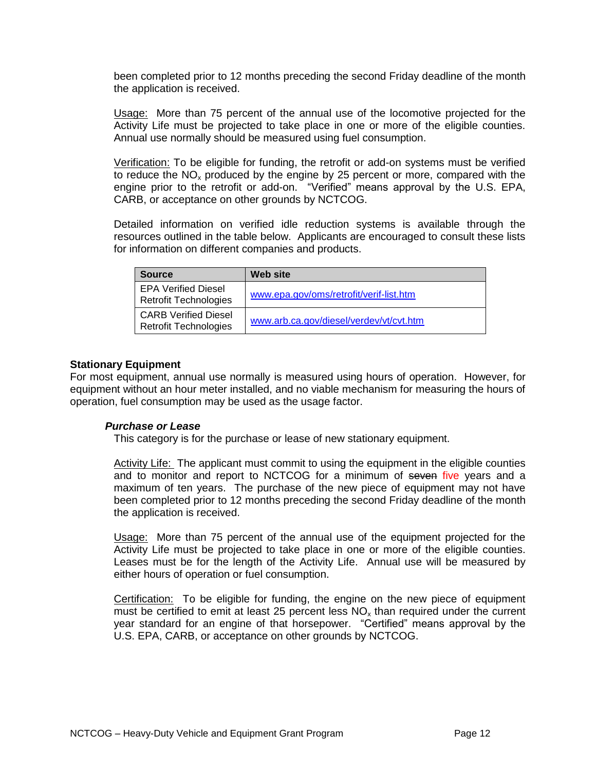been completed prior to 12 months preceding the second Friday deadline of the month the application is received.

Usage: More than 75 percent of the annual use of the locomotive projected for the Activity Life must be projected to take place in one or more of the eligible counties. Annual use normally should be measured using fuel consumption.

Verification: To be eligible for funding, the retrofit or add-on systems must be verified to reduce the $NO_x$ produced by the engine by 25 percent or more, compared with the engine prior to the retrofit or add-on. "Verified" means approval by the U.S. EPA, CARB, or acceptance on other grounds by NCTCOG.

Detailed information on verified idle reduction systems is available through the resources outlined in the table below. Applicants are encouraged to consult these lists for information on different companies and products.

| Source | Web site |
|---|---|
| EPA Verified Diesel Retrofit Technologies | www.epa.gov/oms/retrofit/verif-list.htm |
| CARB Verified Diesel Retrofit Technologies | www.arb.ca.gov/diesel/verdev/vt/cvt.htm |

**Stationary Equipment**

For most equipment, annual use normally is measured using hours of operation. However, for equipment without an hour meter installed, and no viable mechanism for measuring the hours of operation, fuel consumption may be used as the usage factor.

***Purchase or Lease***

This category is for the purchase or lease of new stationary equipment.

Activity Life: The applicant must commit to using the equipment in the eligible counties and to monitor and report to NCTCOG for a minimum of ~~seven~~ five years and a maximum of ten years. The purchase of the new piece of equipment may not have been completed prior to 12 months preceding the second Friday deadline of the month the application is received.

Usage: More than 75 percent of the annual use of the equipment projected for the Activity Life must be projected to take place in one or more of the eligible counties. Leases must be for the length of the Activity Life. Annual use will be measured by either hours of operation or fuel consumption.

Certification: To be eligible for funding, the engine on the new piece of equipment must be certified to emit at least 25 percent less $NO_x$ than required under the current year standard for an engine of that horsepower. "Certified" means approval by the U.S. EPA, CARB, or acceptance on other grounds by NCTCOG.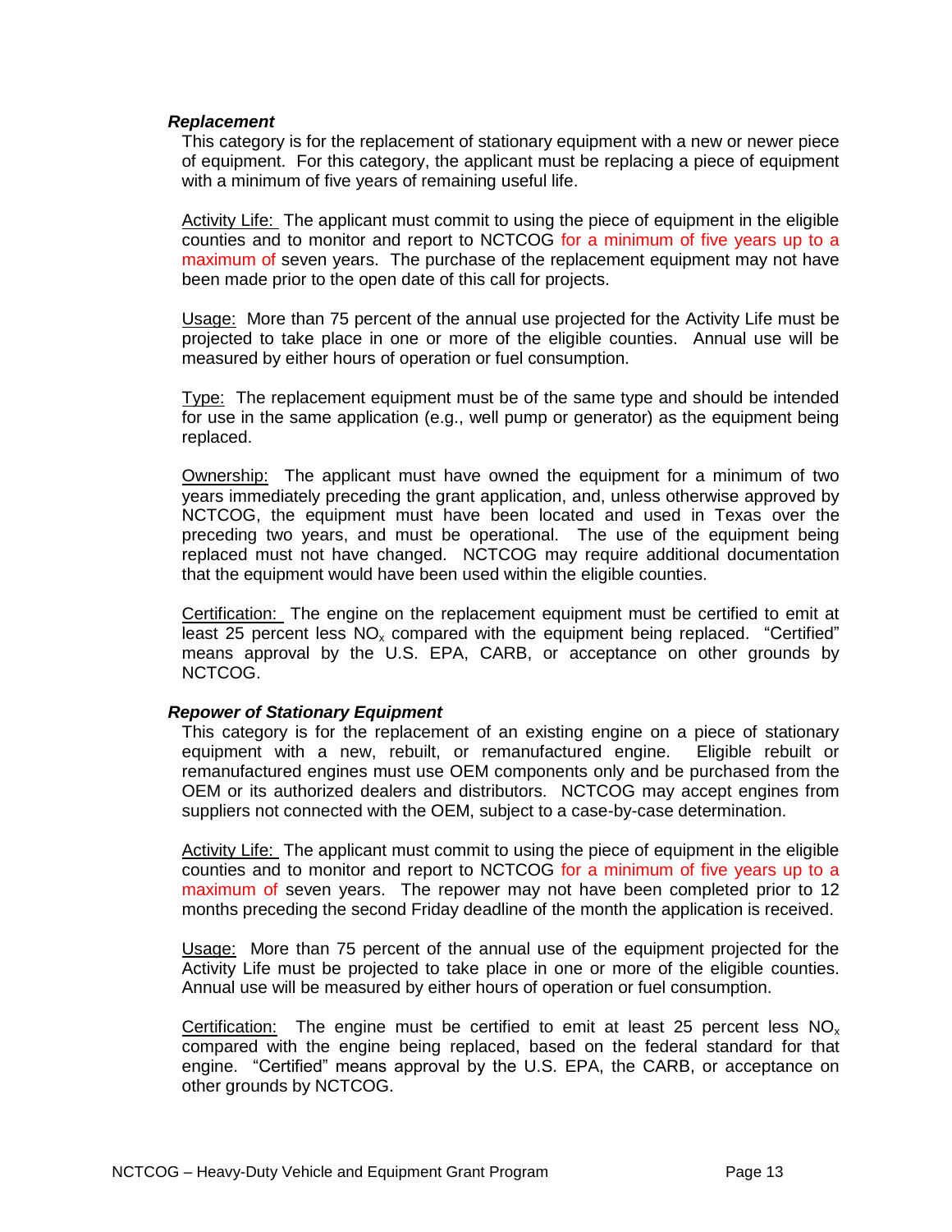### *Replacement*

This category is for the replacement of stationary equipment with a new or newer piece of equipment. For this category, the applicant must be replacing a piece of equipment with a minimum of five years of remaining useful life.

Activity Life: The applicant must commit to using the piece of equipment in the eligible counties and to monitor and report to NCTCOG for a minimum of five years up to a maximum of seven years. The purchase of the replacement equipment may not have been made prior to the open date of this call for projects.

Usage: More than 75 percent of the annual use projected for the Activity Life must be projected to take place in one or more of the eligible counties. Annual use will be measured by either hours of operation or fuel consumption.

Type: The replacement equipment must be of the same type and should be intended for use in the same application (e.g., well pump or generator) as the equipment being replaced.

Ownership: The applicant must have owned the equipment for a minimum of two years immediately preceding the grant application, and, unless otherwise approved by NCTCOG, the equipment must have been located and used in Texas over the preceding two years, and must be operational. The use of the equipment being replaced must not have changed. NCTCOG may require additional documentation that the equipment would have been used within the eligible counties.

Certification: The engine on the replacement equipment must be certified to emit at least 25 percent less $NO_x$ compared with the equipment being replaced. "Certified" means approval by the U.S. EPA, CARB, or acceptance on other grounds by NCTCOG.

### *Repower of Stationary Equipment*

This category is for the replacement of an existing engine on a piece of stationary equipment with a new, rebuilt, or remanufactured engine. Eligible rebuilt or remanufactured engines must use OEM components only and be purchased from the OEM or its authorized dealers and distributors. NCTCOG may accept engines from suppliers not connected with the OEM, subject to a case-by-case determination.

Activity Life: The applicant must commit to using the piece of equipment in the eligible counties and to monitor and report to NCTCOG for a minimum of five years up to a maximum of seven years. The repower may not have been completed prior to 12 months preceding the second Friday deadline of the month the application is received.

Usage: More than 75 percent of the annual use of the equipment projected for the Activity Life must be projected to take place in one or more of the eligible counties. Annual use will be measured by either hours of operation or fuel consumption.

Certification: The engine must be certified to emit at least 25 percent less $NO_x$ compared with the engine being replaced, based on the federal standard for that engine. "Certified" means approval by the U.S. EPA, the CARB, or acceptance on other grounds by NCTCOG.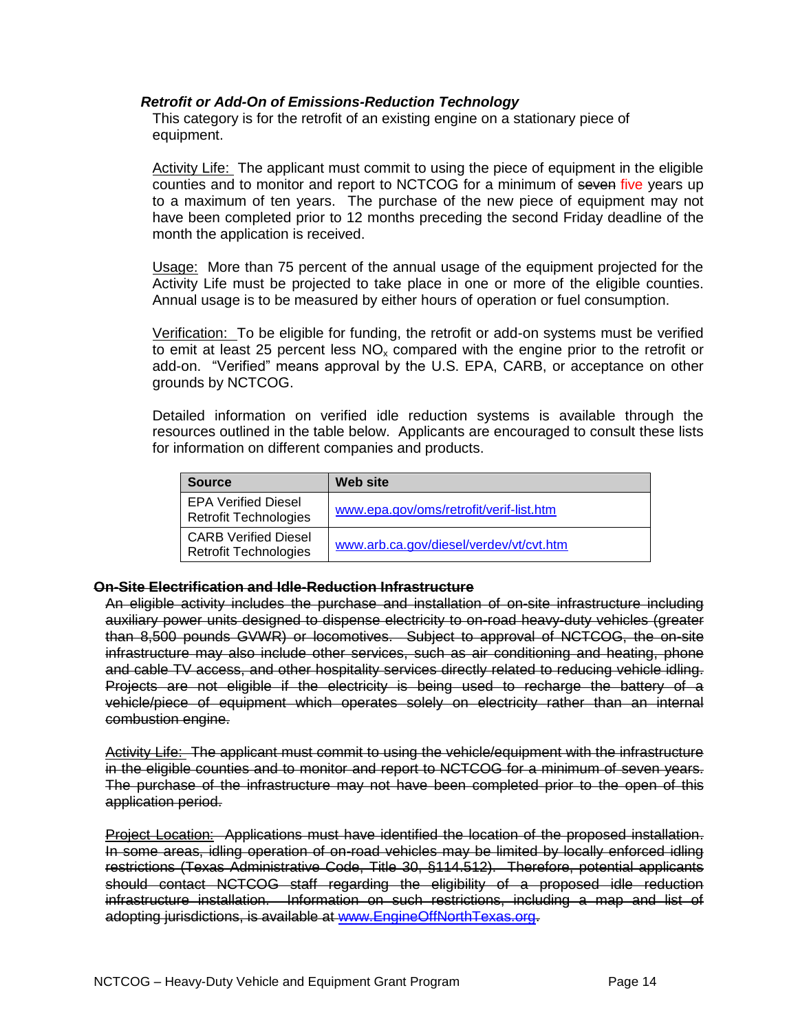***Retrofit or Add-On of Emissions-Reduction Technology***

This category is for the retrofit of an existing engine on a stationary piece of equipment.

Activity Life: The applicant must commit to using the piece of equipment in the eligible counties and to monitor and report to NCTCOG for a minimum of ~~seven~~ five years up to a maximum of ten years. The purchase of the new piece of equipment may not have been completed prior to 12 months preceding the second Friday deadline of the month the application is received.

Usage: More than 75 percent of the annual usage of the equipment projected for the Activity Life must be projected to take place in one or more of the eligible counties. Annual usage is to be measured by either hours of operation or fuel consumption.

Verification: To be eligible for funding, the retrofit or add-on systems must be verified to emit at least 25 percent less $NO_x$ compared with the engine prior to the retrofit or add-on. "Verified" means approval by the U.S. EPA, CARB, or acceptance on other grounds by NCTCOG.

Detailed information on verified idle reduction systems is available through the resources outlined in the table below. Applicants are encouraged to consult these lists for information on different companies and products.

| Source | Web site |
|---|---|
| EPA Verified Diesel Retrofit Technologies | www.epa.gov/oms/retrofit/verif-list.htm |
| CARB Verified Diesel Retrofit Technologies | www.arb.ca.gov/diesel/verdev/vt/cvt.htm |

~~**On-Site Electrification and Idle-Reduction Infrastructure**~~

~~An eligible activity includes the purchase and installation of on-site infrastructure including auxiliary power units designed to dispense electricity to on-road heavy-duty vehicles (greater than 8,500 pounds GVWR) or locomotives. Subject to approval of NCTCOG, the on-site infrastructure may also include other services, such as air conditioning and heating, phone and cable TV access, and other hospitality services directly related to reducing vehicle idling. Projects are not eligible if the electricity is being used to recharge the battery of a vehicle/piece of equipment which operates solely on electricity rather than an internal combustion engine.~~

~~Activity Life: The applicant must commit to using the vehicle/equipment with the infrastructure in the eligible counties and to monitor and report to NCTCOG for a minimum of seven years. The purchase of the infrastructure may not have been completed prior to the open of this application period.~~

~~Project Location: Applications must have identified the location of the proposed installation. In some areas, idling operation of on-road vehicles may be limited by locally enforced idling restrictions (Texas Administrative Code, Title 30, §114.512). Therefore, potential applicants should contact NCTCOG staff regarding the eligibility of a proposed idle reduction infrastructure installation. Information on such restrictions, including a map and list of adopting jurisdictions, is available at www.EngineOffNorthTexas.org.~~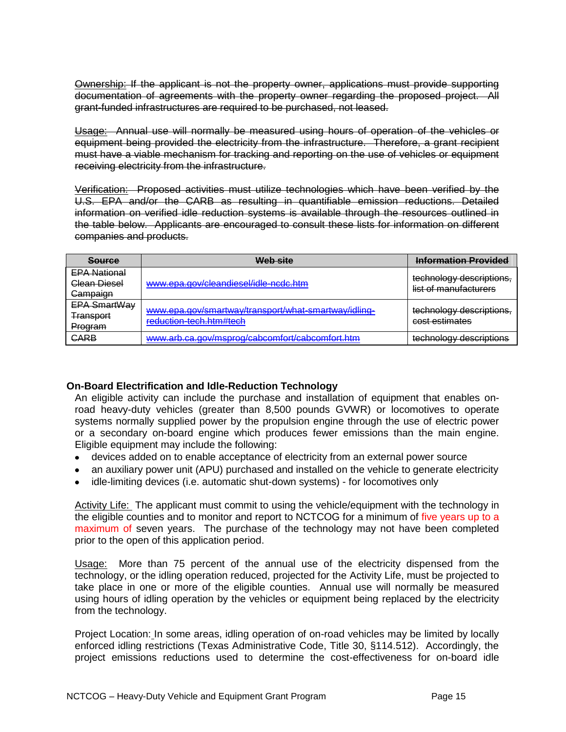~~Ownership: If the applicant is not the property owner, applications must provide supporting documentation of agreements with the property owner regarding the proposed project. All grant-funded infrastructures are required to be purchased, not leased.~~

~~Usage: Annual use will normally be measured using hours of operation of the vehicles or equipment being provided the electricity from the infrastructure. Therefore, a grant recipient must have a viable mechanism for tracking and reporting on the use of vehicles or equipment receiving electricity from the infrastructure.~~

~~Verification: Proposed activities must utilize technologies which have been verified by the U.S. EPA and/or the CARB as resulting in quantifiable emission reductions. Detailed information on verified idle reduction systems is available through the resources outlined in the table below. Applicants are encouraged to consult these lists for information on different companies and products.~~

| ~~Source~~ | ~~Web site~~ | ~~Information Provided~~ |
|---|---|---|
| ~~EPA National Clean Diesel Campaign~~ | ~~www.epa.gov/cleandiesel/idle-ncdc.htm~~ | ~~technology descriptions, list of manufacturers~~ |
| ~~EPA SmartWay Transport Program~~ | ~~www.epa.gov/smartway/transport/what-smartway/idling-reduction-tech.htm#tech~~ | ~~technology descriptions, cost estimates~~ |
| ~~CARB~~ | ~~www.arb.ca.gov/msprog/cabcomfort/cabcomfort.htm~~ | ~~technology descriptions~~ |

### On-Board Electrification and Idle-Reduction Technology

An eligible activity can include the purchase and installation of equipment that enables on-road heavy-duty vehicles (greater than 8,500 pounds GVWR) or locomotives to operate systems normally supplied power by the propulsion engine through the use of electric power or a secondary on-board engine which produces fewer emissions than the main engine. Eligible equipment may include the following:

- devices added on to enable acceptance of electricity from an external power source
- an auxiliary power unit (APU) purchased and installed on the vehicle to generate electricity
- idle-limiting devices (i.e. automatic shut-down systems) - for locomotives only

Activity Life: The applicant must commit to using the vehicle/equipment with the technology in the eligible counties and to monitor and report to NCTCOG for a minimum of five years up to a maximum of seven years. The purchase of the technology may not have been completed prior to the open of this application period.

Usage: More than 75 percent of the annual use of the electricity dispensed from the technology, or the idling operation reduced, projected for the Activity Life, must be projected to take place in one or more of the eligible counties. Annual use will normally be measured using hours of idling operation by the vehicles or equipment being replaced by the electricity from the technology.

Project Location: In some areas, idling operation of on-road vehicles may be limited by locally enforced idling restrictions (Texas Administrative Code, Title 30, §114.512). Accordingly, the project emissions reductions used to determine the cost-effectiveness for on-board idle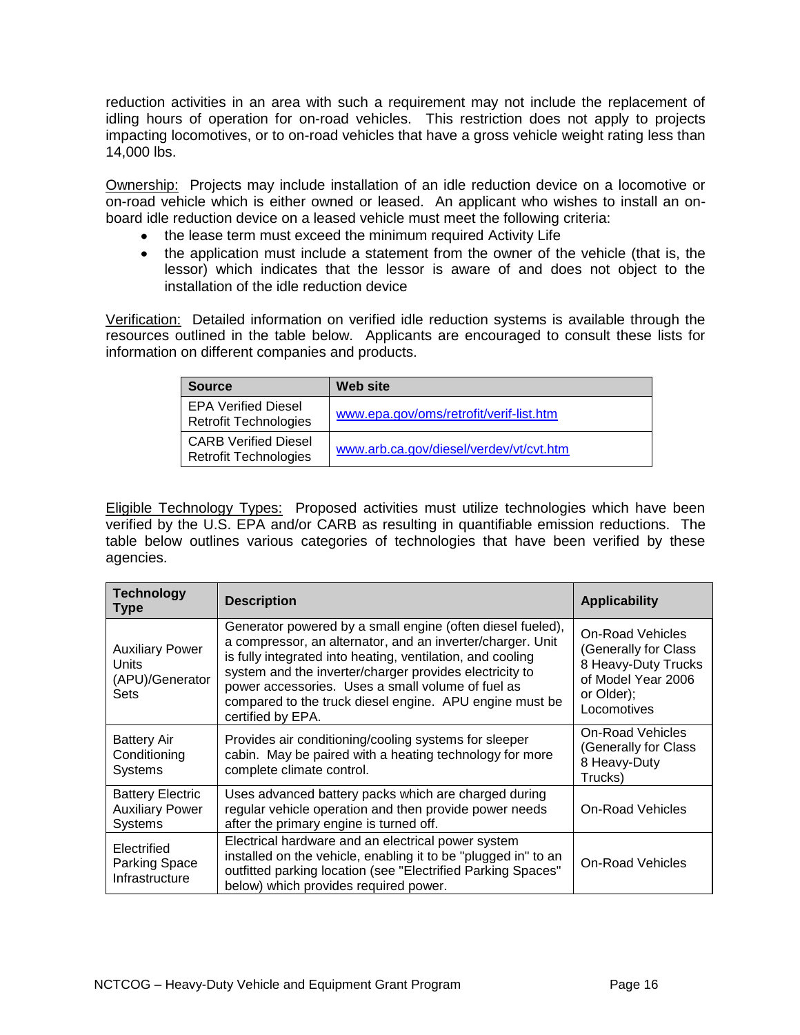reduction activities in an area with such a requirement may not include the replacement of idling hours of operation for on-road vehicles. This restriction does not apply to projects impacting locomotives, or to on-road vehicles that have a gross vehicle weight rating less than 14,000 lbs.

Ownership: Projects may include installation of an idle reduction device on a locomotive or on-road vehicle which is either owned or leased. An applicant who wishes to install an on-board idle reduction device on a leased vehicle must meet the following criteria:

- the lease term must exceed the minimum required Activity Life
- the application must include a statement from the owner of the vehicle (that is, the lessor) which indicates that the lessor is aware of and does not object to the installation of the idle reduction device

Verification: Detailed information on verified idle reduction systems is available through the resources outlined in the table below. Applicants are encouraged to consult these lists for information on different companies and products.

| Source | Web site |
|---|---|
| EPA Verified Diesel Retrofit Technologies | www.epa.gov/oms/retrofit/verif-list.htm |
| CARB Verified Diesel Retrofit Technologies | www.arb.ca.gov/diesel/verdev/vt/cvt.htm |

Eligible Technology Types: Proposed activities must utilize technologies which have been verified by the U.S. EPA and/or CARB as resulting in quantifiable emission reductions. The table below outlines various categories of technologies that have been verified by these agencies.

| Technology Type | Description | Applicability |
|---|---|---|
| Auxiliary Power Units (APU)/Generator Sets | Generator powered by a small engine (often diesel fueled), a compressor, an alternator, and an inverter/charger. Unit is fully integrated into heating, ventilation, and cooling system and the inverter/charger provides electricity to power accessories. Uses a small volume of fuel as compared to the truck diesel engine. APU engine must be certified by EPA. | On-Road Vehicles (Generally for Class 8 Heavy-Duty Trucks of Model Year 2006 or Older); Locomotives |
| Battery Air Conditioning Systems | Provides air conditioning/cooling systems for sleeper cabin. May be paired with a heating technology for more complete climate control. | On-Road Vehicles (Generally for Class 8 Heavy-Duty Trucks) |
| Battery Electric Auxiliary Power Systems | Uses advanced battery packs which are charged during regular vehicle operation and then provide power needs after the primary engine is turned off. | On-Road Vehicles |
| Electrified Parking Space Infrastructure | Electrical hardware and an electrical power system installed on the vehicle, enabling it to be "plugged in" to an outfitted parking location (see "Electrified Parking Spaces" below) which provides required power. | On-Road Vehicles |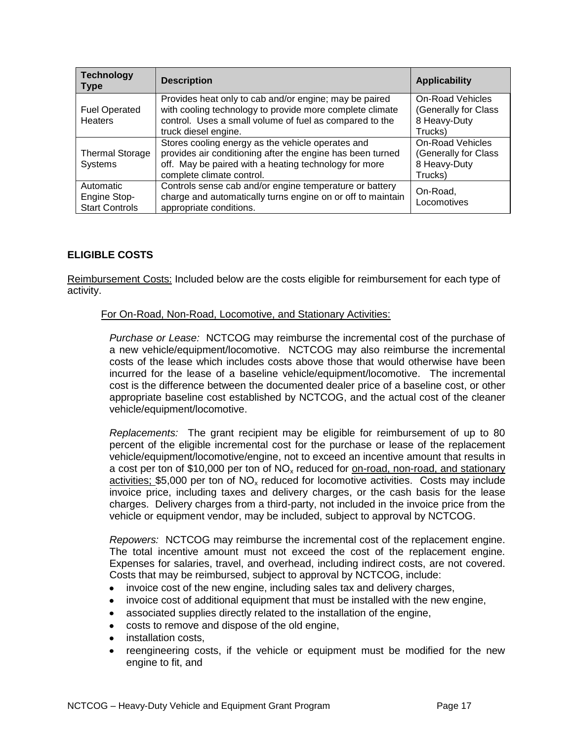| Technology Type | Description | Applicability |
|---|---|---|
| Fuel Operated Heaters | Provides heat only to cab and/or engine; may be paired with cooling technology to provide more complete climate control. Uses a small volume of fuel as compared to the truck diesel engine. | On-Road Vehicles (Generally for Class 8 Heavy-Duty Trucks) |
| Thermal Storage Systems | Stores cooling energy as the vehicle operates and provides air conditioning after the engine has been turned off. May be paired with a heating technology for more complete climate control. | On-Road Vehicles (Generally for Class 8 Heavy-Duty Trucks) |
| Automatic Engine Stop-Start Controls | Controls sense cab and/or engine temperature or battery charge and automatically turns engine on or off to maintain appropriate conditions. | On-Road, Locomotives |

**ELIGIBLE COSTS**

Reimbursement Costs: Included below are the costs eligible for reimbursement for each type of activity.

For On-Road, Non-Road, Locomotive, and Stationary Activities:

*Purchase or Lease:* NCTCOG may reimburse the incremental cost of the purchase of a new vehicle/equipment/locomotive. NCTCOG may also reimburse the incremental costs of the lease which includes costs above those that would otherwise have been incurred for the lease of a baseline vehicle/equipment/locomotive. The incremental cost is the difference between the documented dealer price of a baseline cost, or other appropriate baseline cost established by NCTCOG, and the actual cost of the cleaner vehicle/equipment/locomotive.

*Replacements:* The grant recipient may be eligible for reimbursement of up to 80 percent of the eligible incremental cost for the purchase or lease of the replacement vehicle/equipment/locomotive/engine, not to exceed an incentive amount that results in a cost per ton of $10,000 per ton of $NO_x$ reduced for on-road, non-road, and stationary activities; $5,000 per ton of $NO_x$ reduced for locomotive activities. Costs may include invoice price, including taxes and delivery charges, or the cash basis for the lease charges. Delivery charges from a third-party, not included in the invoice price from the vehicle or equipment vendor, may be included, subject to approval by NCTCOG.

*Repowers:* NCTCOG may reimburse the incremental cost of the replacement engine. The total incentive amount must not exceed the cost of the replacement engine. Expenses for salaries, travel, and overhead, including indirect costs, are not covered. Costs that may be reimbursed, subject to approval by NCTCOG, include:

- invoice cost of the new engine, including sales tax and delivery charges,
- invoice cost of additional equipment that must be installed with the new engine,
- associated supplies directly related to the installation of the engine,
- costs to remove and dispose of the old engine,
- installation costs,
- reengineering costs, if the vehicle or equipment must be modified for the new engine to fit, and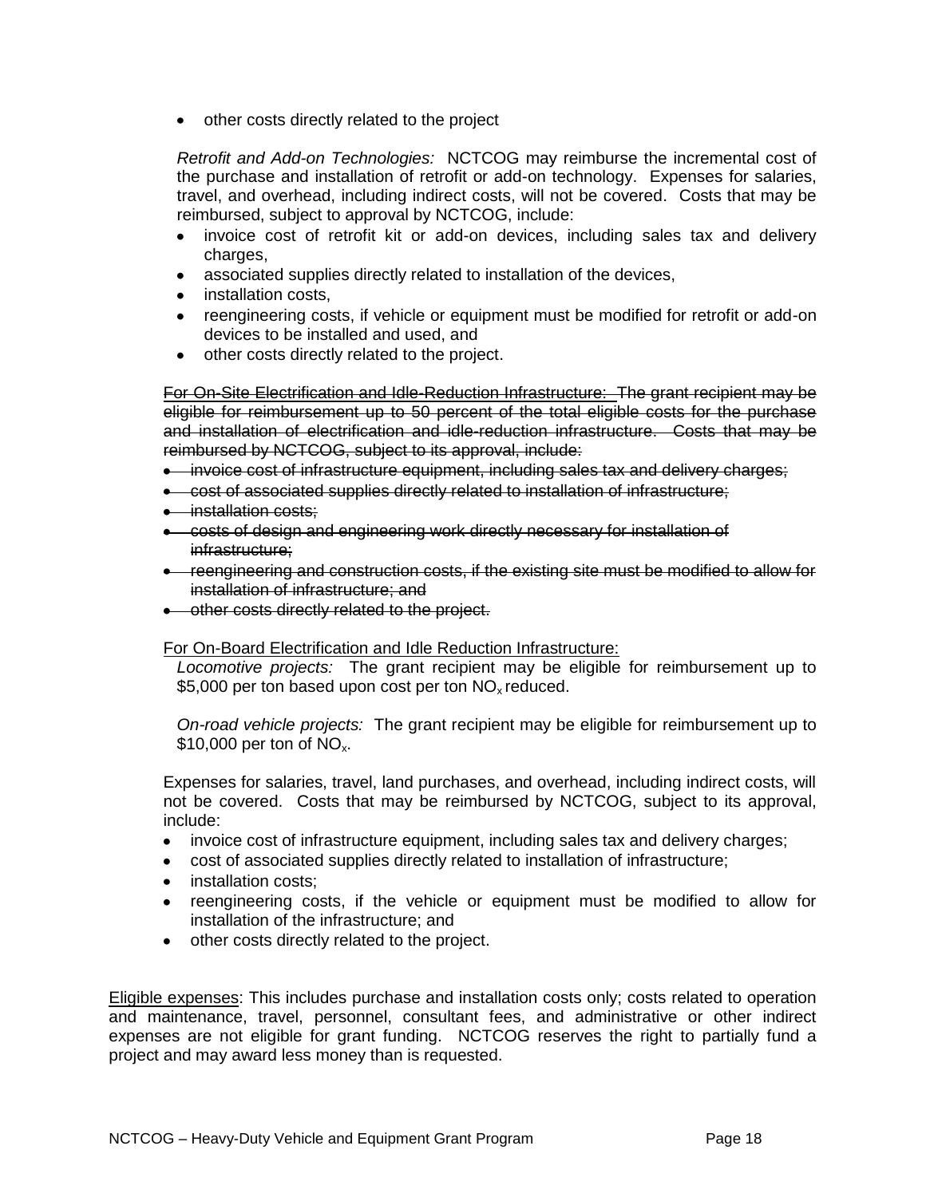- other costs directly related to the project

*Retrofit and Add-on Technologies:* NCTCOG may reimburse the incremental cost of the purchase and installation of retrofit or add-on technology. Expenses for salaries, travel, and overhead, including indirect costs, will not be covered. Costs that may be reimbursed, subject to approval by NCTCOG, include:

- invoice cost of retrofit kit or add-on devices, including sales tax and delivery charges,
- associated supplies directly related to installation of the devices,
- installation costs,
- reengineering costs, if vehicle or equipment must be modified for retrofit or add-on devices to be installed and used, and
- other costs directly related to the project.

~~For On-Site Electrification and Idle-Reduction Infrastructure: The grant recipient may be eligible for reimbursement up to 50 percent of the total eligible costs for the purchase and installation of electrification and idle-reduction infrastructure. Costs that may be reimbursed by NCTCOG, subject to its approval, include:~~

- ~~invoice cost of infrastructure equipment, including sales tax and delivery charges;~~
- ~~cost of associated supplies directly related to installation of infrastructure;~~
- ~~installation costs;~~
- ~~costs of design and engineering work directly necessary for installation of infrastructure;~~
- ~~reengineering and construction costs, if the existing site must be modified to allow for installation of infrastructure; and~~
- ~~other costs directly related to the project.~~

For On-Board Electrification and Idle Reduction Infrastructure:

*Locomotive projects:* The grant recipient may be eligible for reimbursement up to \$5,000 per ton based upon cost per ton $NO_x$ reduced.

*On-road vehicle projects:* The grant recipient may be eligible for reimbursement up to \$10,000 per ton of $NO_x$.

Expenses for salaries, travel, land purchases, and overhead, including indirect costs, will not be covered. Costs that may be reimbursed by NCTCOG, subject to its approval, include:

- invoice cost of infrastructure equipment, including sales tax and delivery charges;
- cost of associated supplies directly related to installation of infrastructure;
- installation costs;
- reengineering costs, if the vehicle or equipment must be modified to allow for installation of the infrastructure; and
- other costs directly related to the project.

Eligible expenses: This includes purchase and installation costs only; costs related to operation and maintenance, travel, personnel, consultant fees, and administrative or other indirect expenses are not eligible for grant funding. NCTCOG reserves the right to partially fund a project and may award less money than is requested.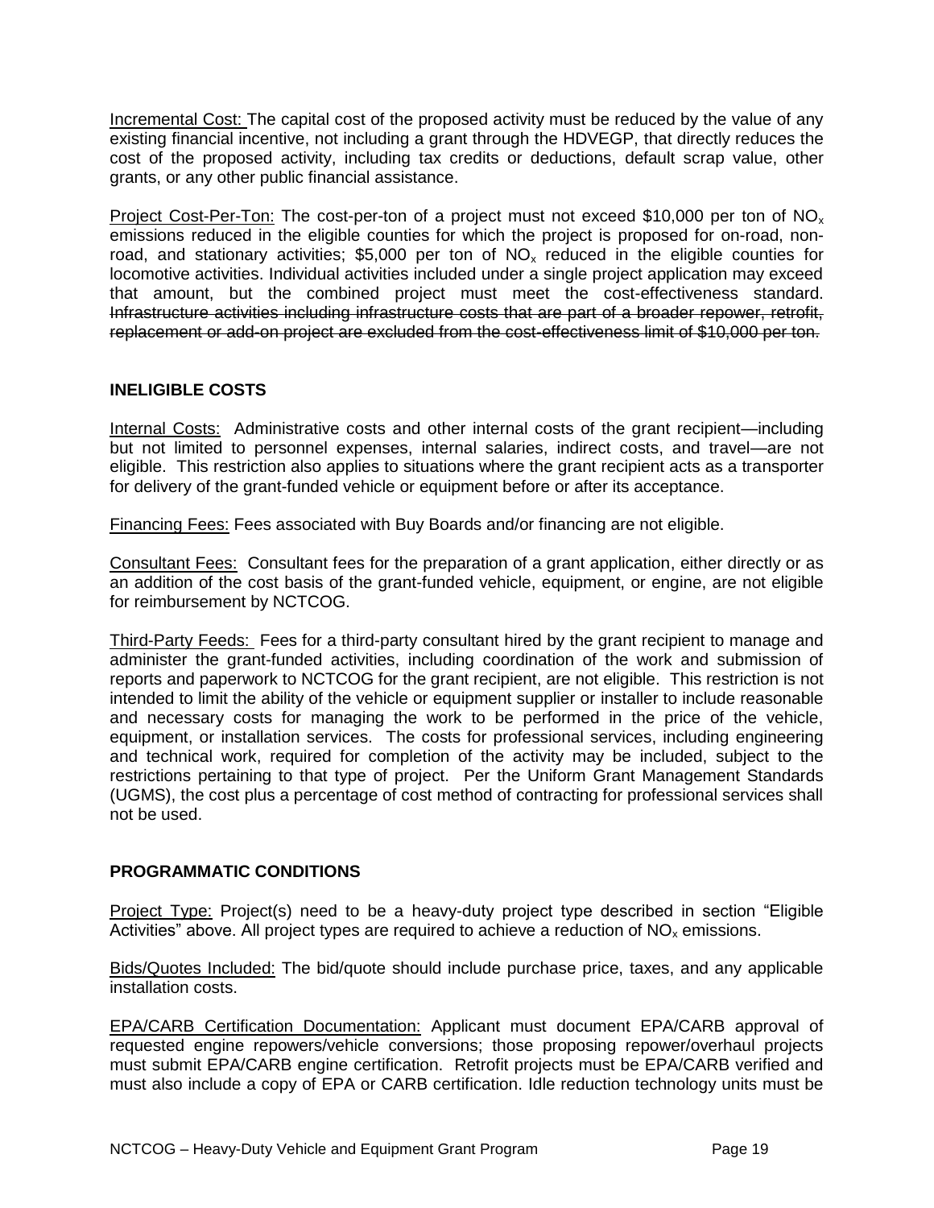Incremental Cost: The capital cost of the proposed activity must be reduced by the value of any existing financial incentive, not including a grant through the HDVEGP, that directly reduces the cost of the proposed activity, including tax credits or deductions, default scrap value, other grants, or any other public financial assistance.

Project Cost-Per-Ton: The cost-per-ton of a project must not exceed \$10,000 per ton of $NO_x$ emissions reduced in the eligible counties for which the project is proposed for on-road, non-road, and stationary activities; \$5,000 per ton of $NO_x$ reduced in the eligible counties for locomotive activities. Individual activities included under a single project application may exceed that amount, but the combined project must meet the cost-effectiveness standard. ~~Infrastructure activities including infrastructure costs that are part of a broader repower, retrofit, replacement or add-on project are excluded from the cost-effectiveness limit of \$10,000 per ton.~~

## INELIGIBLE COSTS

Internal Costs: Administrative costs and other internal costs of the grant recipient—including but not limited to personnel expenses, internal salaries, indirect costs, and travel—are not eligible. This restriction also applies to situations where the grant recipient acts as a transporter for delivery of the grant-funded vehicle or equipment before or after its acceptance.

Financing Fees: Fees associated with Buy Boards and/or financing are not eligible.

Consultant Fees: Consultant fees for the preparation of a grant application, either directly or as an addition of the cost basis of the grant-funded vehicle, equipment, or engine, are not eligible for reimbursement by NCTCOG.

Third-Party Feeds: Fees for a third-party consultant hired by the grant recipient to manage and administer the grant-funded activities, including coordination of the work and submission of reports and paperwork to NCTCOG for the grant recipient, are not eligible. This restriction is not intended to limit the ability of the vehicle or equipment supplier or installer to include reasonable and necessary costs for managing the work to be performed in the price of the vehicle, equipment, or installation services. The costs for professional services, including engineering and technical work, required for completion of the activity may be included, subject to the restrictions pertaining to that type of project. Per the Uniform Grant Management Standards (UGMS), the cost plus a percentage of cost method of contracting for professional services shall not be used.

## PROGRAMMATIC CONDITIONS

Project Type: Project(s) need to be a heavy-duty project type described in section "Eligible Activities" above. All project types are required to achieve a reduction of $NO_x$ emissions.

Bids/Quotes Included: The bid/quote should include purchase price, taxes, and any applicable installation costs.

EPA/CARB Certification Documentation: Applicant must document EPA/CARB approval of requested engine repowers/vehicle conversions; those proposing repower/overhaul projects must submit EPA/CARB engine certification. Retrofit projects must be EPA/CARB verified and must also include a copy of EPA or CARB certification. Idle reduction technology units must be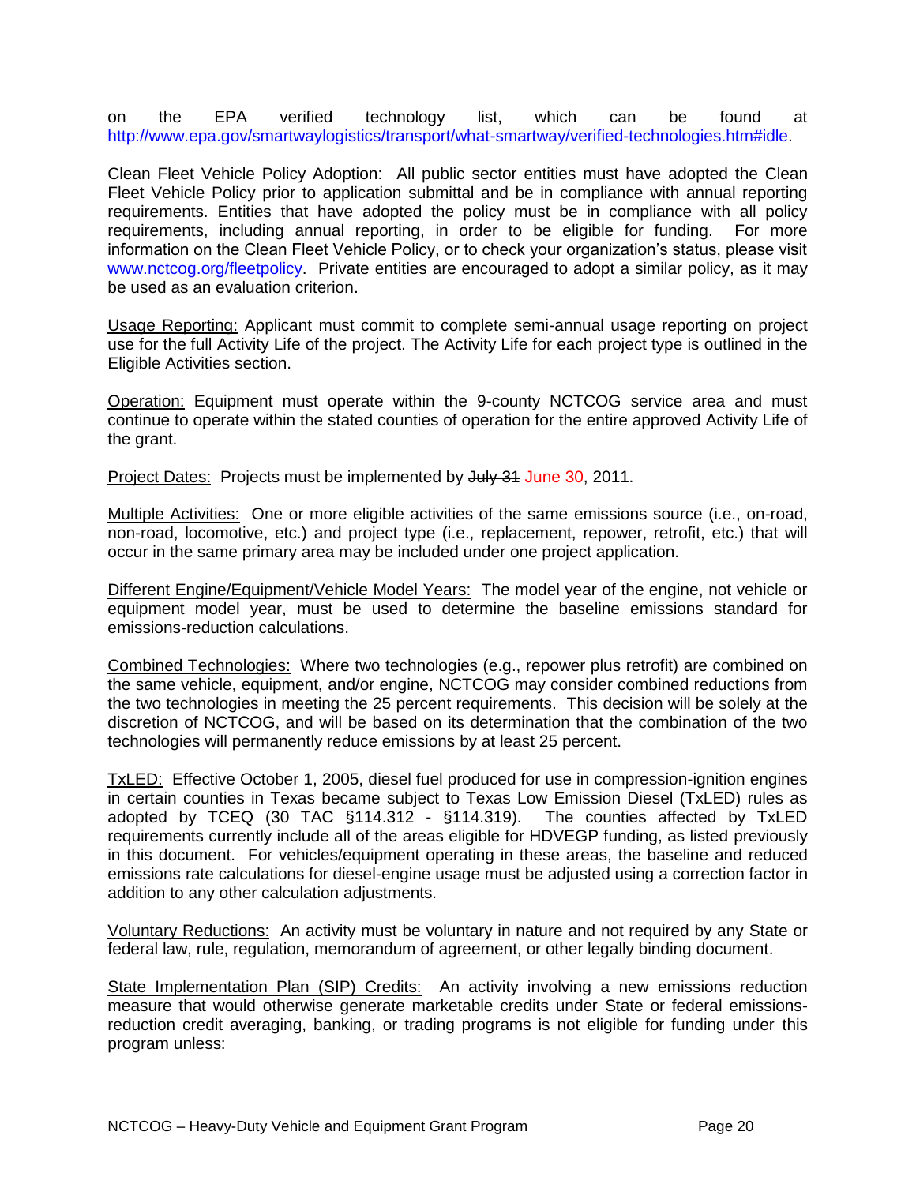on the EPA verified technology list, which can be found at http://www.epa.gov/smartwaylogistics/transport/what-smartway/verified-technologies.htm#idle.

Clean Fleet Vehicle Policy Adoption: All public sector entities must have adopted the Clean Fleet Vehicle Policy prior to application submittal and be in compliance with annual reporting requirements. Entities that have adopted the policy must be in compliance with all policy requirements, including annual reporting, in order to be eligible for funding. For more information on the Clean Fleet Vehicle Policy, or to check your organization's status, please visit www.nctcog.org/fleetpolicy. Private entities are encouraged to adopt a similar policy, as it may be used as an evaluation criterion.

Usage Reporting: Applicant must commit to complete semi-annual usage reporting on project use for the full Activity Life of the project. The Activity Life for each project type is outlined in the Eligible Activities section.

Operation: Equipment must operate within the 9-county NCTCOG service area and must continue to operate within the stated counties of operation for the entire approved Activity Life of the grant.

Project Dates: Projects must be implemented by ~~July 31~~ June 30, 2011.

Multiple Activities: One or more eligible activities of the same emissions source (i.e., on-road, non-road, locomotive, etc.) and project type (i.e., replacement, repower, retrofit, etc.) that will occur in the same primary area may be included under one project application.

Different Engine/Equipment/Vehicle Model Years: The model year of the engine, not vehicle or equipment model year, must be used to determine the baseline emissions standard for emissions-reduction calculations.

Combined Technologies: Where two technologies (e.g., repower plus retrofit) are combined on the same vehicle, equipment, and/or engine, NCTCOG may consider combined reductions from the two technologies in meeting the 25 percent requirements. This decision will be solely at the discretion of NCTCOG, and will be based on its determination that the combination of the two technologies will permanently reduce emissions by at least 25 percent.

TxLED: Effective October 1, 2005, diesel fuel produced for use in compression-ignition engines in certain counties in Texas became subject to Texas Low Emission Diesel (TxLED) rules as adopted by TCEQ (30 TAC §114.312 - §114.319). The counties affected by TxLED requirements currently include all of the areas eligible for HDVEGP funding, as listed previously in this document. For vehicles/equipment operating in these areas, the baseline and reduced emissions rate calculations for diesel-engine usage must be adjusted using a correction factor in addition to any other calculation adjustments.

Voluntary Reductions: An activity must be voluntary in nature and not required by any State or federal law, rule, regulation, memorandum of agreement, or other legally binding document.

State Implementation Plan (SIP) Credits: An activity involving a new emissions reduction measure that would otherwise generate marketable credits under State or federal emissions-reduction credit averaging, banking, or trading programs is not eligible for funding under this program unless: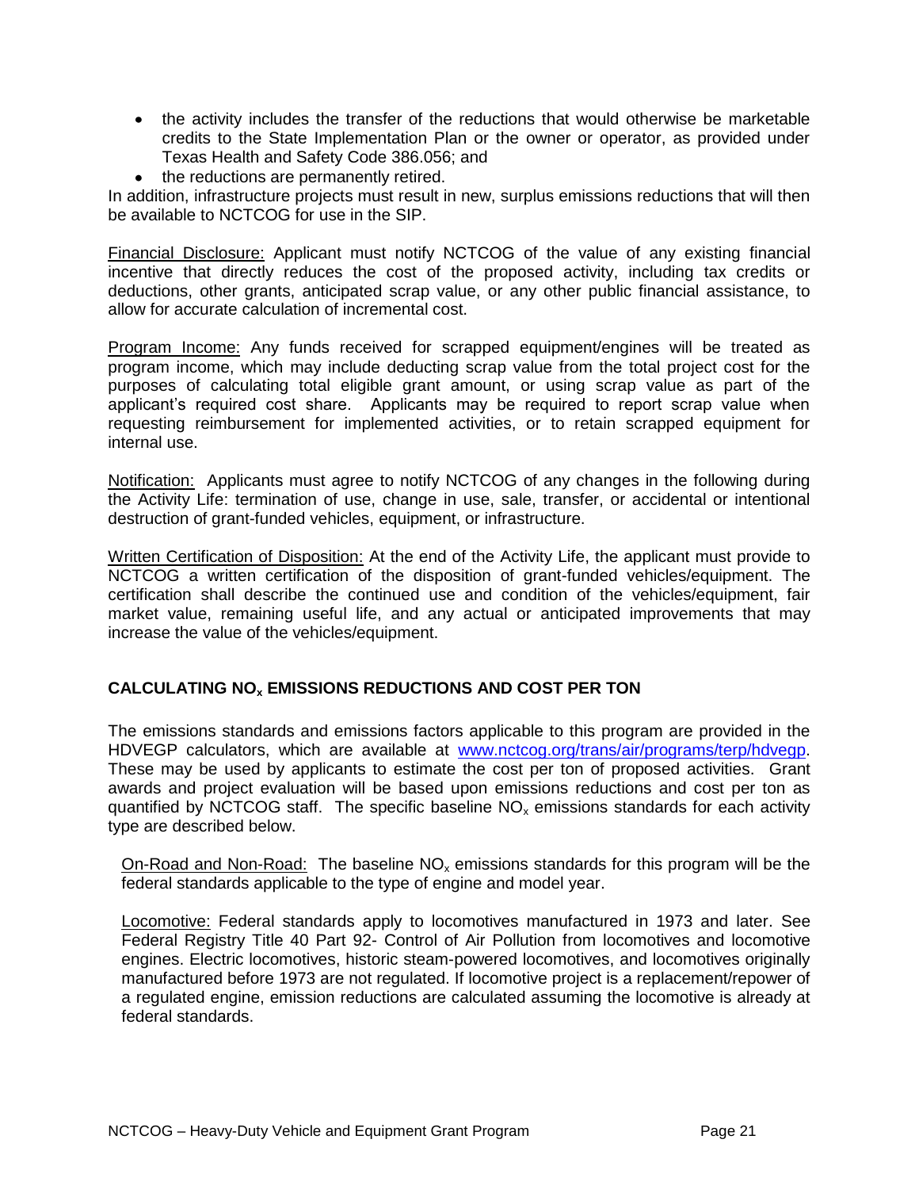- the activity includes the transfer of the reductions that would otherwise be marketable credits to the State Implementation Plan or the owner or operator, as provided under Texas Health and Safety Code 386.056; and
- the reductions are permanently retired.

In addition, infrastructure projects must result in new, surplus emissions reductions that will then be available to NCTCOG for use in the SIP.

Financial Disclosure: Applicant must notify NCTCOG of the value of any existing financial incentive that directly reduces the cost of the proposed activity, including tax credits or deductions, other grants, anticipated scrap value, or any other public financial assistance, to allow for accurate calculation of incremental cost.

Program Income: Any funds received for scrapped equipment/engines will be treated as program income, which may include deducting scrap value from the total project cost for the purposes of calculating total eligible grant amount, or using scrap value as part of the applicant's required cost share. Applicants may be required to report scrap value when requesting reimbursement for implemented activities, or to retain scrapped equipment for internal use.

Notification: Applicants must agree to notify NCTCOG of any changes in the following during the Activity Life: termination of use, change in use, sale, transfer, or accidental or intentional destruction of grant-funded vehicles, equipment, or infrastructure.

Written Certification of Disposition: At the end of the Activity Life, the applicant must provide to NCTCOG a written certification of the disposition of grant-funded vehicles/equipment. The certification shall describe the continued use and condition of the vehicles/equipment, fair market value, remaining useful life, and any actual or anticipated improvements that may increase the value of the vehicles/equipment.

## CALCULATING $NO_x$ EMISSIONS REDUCTIONS AND COST PER TON

The emissions standards and emissions factors applicable to this program are provided in the HDVEGP calculators, which are available at www.nctcog.org/trans/air/programs/terp/hdvegp. These may be used by applicants to estimate the cost per ton of proposed activities. Grant awards and project evaluation will be based upon emissions reductions and cost per ton as quantified by NCTCOG staff. The specific baseline $NO_x$ emissions standards for each activity type are described below.

On-Road and Non-Road: The baseline $NO_x$ emissions standards for this program will be the federal standards applicable to the type of engine and model year.

Locomotive: Federal standards apply to locomotives manufactured in 1973 and later. See Federal Registry Title 40 Part 92- Control of Air Pollution from locomotives and locomotive engines. Electric locomotives, historic steam-powered locomotives, and locomotives originally manufactured before 1973 are not regulated. If locomotive project is a replacement/repower of a regulated engine, emission reductions are calculated assuming the locomotive is already at federal standards.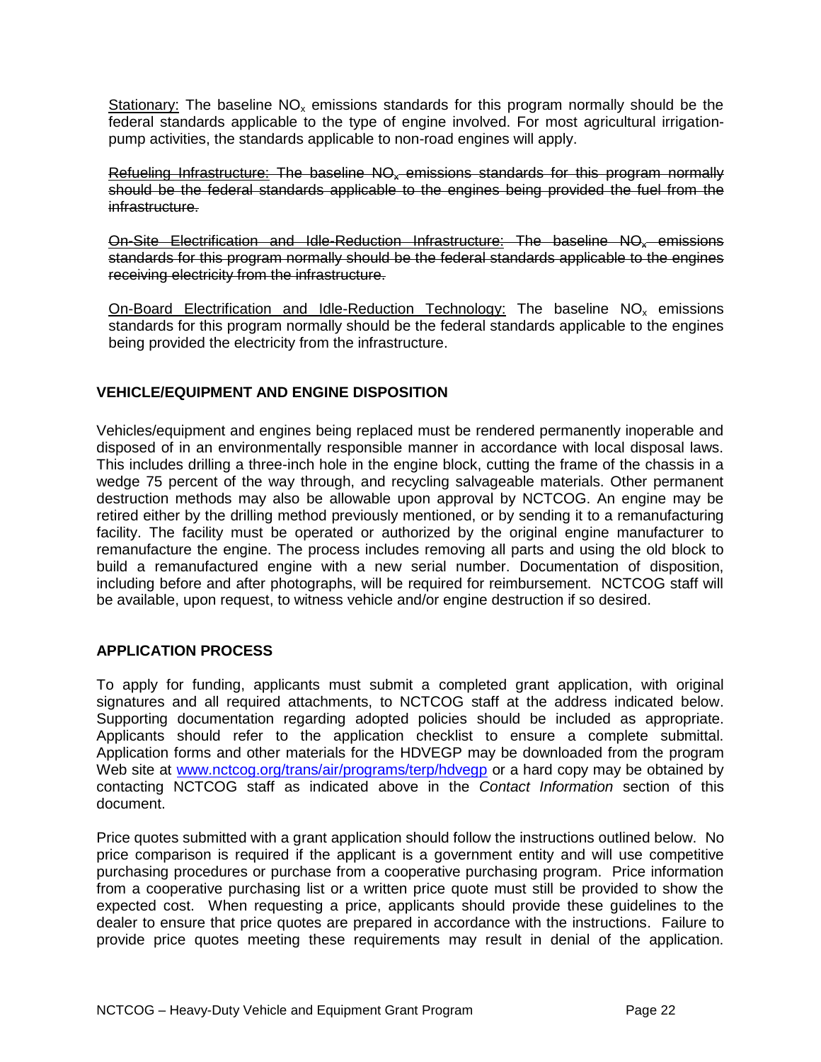Stationary: The baseline $NO_x$ emissions standards for this program normally should be the federal standards applicable to the type of engine involved. For most agricultural irrigation-pump activities, the standards applicable to non-road engines will apply.

~~Refueling Infrastructure: The baseline $NO_x$ emissions standards for this program normally should be the federal standards applicable to the engines being provided the fuel from the infrastructure.~~

~~On-Site Electrification and Idle-Reduction Infrastructure: The baseline $NO_x$ emissions standards for this program normally should be the federal standards applicable to the engines receiving electricity from the infrastructure.~~

On-Board Electrification and Idle-Reduction Technology: The baseline $NO_x$ emissions standards for this program normally should be the federal standards applicable to the engines being provided the electricity from the infrastructure.

## VEHICLE/EQUIPMENT AND ENGINE DISPOSITION

Vehicles/equipment and engines being replaced must be rendered permanently inoperable and disposed of in an environmentally responsible manner in accordance with local disposal laws. This includes drilling a three-inch hole in the engine block, cutting the frame of the chassis in a wedge 75 percent of the way through, and recycling salvageable materials. Other permanent destruction methods may also be allowable upon approval by NCTCOG. An engine may be retired either by the drilling method previously mentioned, or by sending it to a remanufacturing facility. The facility must be operated or authorized by the original engine manufacturer to remanufacture the engine. The process includes removing all parts and using the old block to build a remanufactured engine with a new serial number. Documentation of disposition, including before and after photographs, will be required for reimbursement. NCTCOG staff will be available, upon request, to witness vehicle and/or engine destruction if so desired.

## APPLICATION PROCESS

To apply for funding, applicants must submit a completed grant application, with original signatures and all required attachments, to NCTCOG staff at the address indicated below. Supporting documentation regarding adopted policies should be included as appropriate. Applicants should refer to the application checklist to ensure a complete submittal. Application forms and other materials for the HDVEGP may be downloaded from the program Web site at www.nctcog.org/trans/air/programs/terp/hdvegp or a hard copy may be obtained by contacting NCTCOG staff as indicated above in the *Contact Information* section of this document.

Price quotes submitted with a grant application should follow the instructions outlined below. No price comparison is required if the applicant is a government entity and will use competitive purchasing procedures or purchase from a cooperative purchasing program. Price information from a cooperative purchasing list or a written price quote must still be provided to show the expected cost. When requesting a price, applicants should provide these guidelines to the dealer to ensure that price quotes are prepared in accordance with the instructions. Failure to provide price quotes meeting these requirements may result in denial of the application.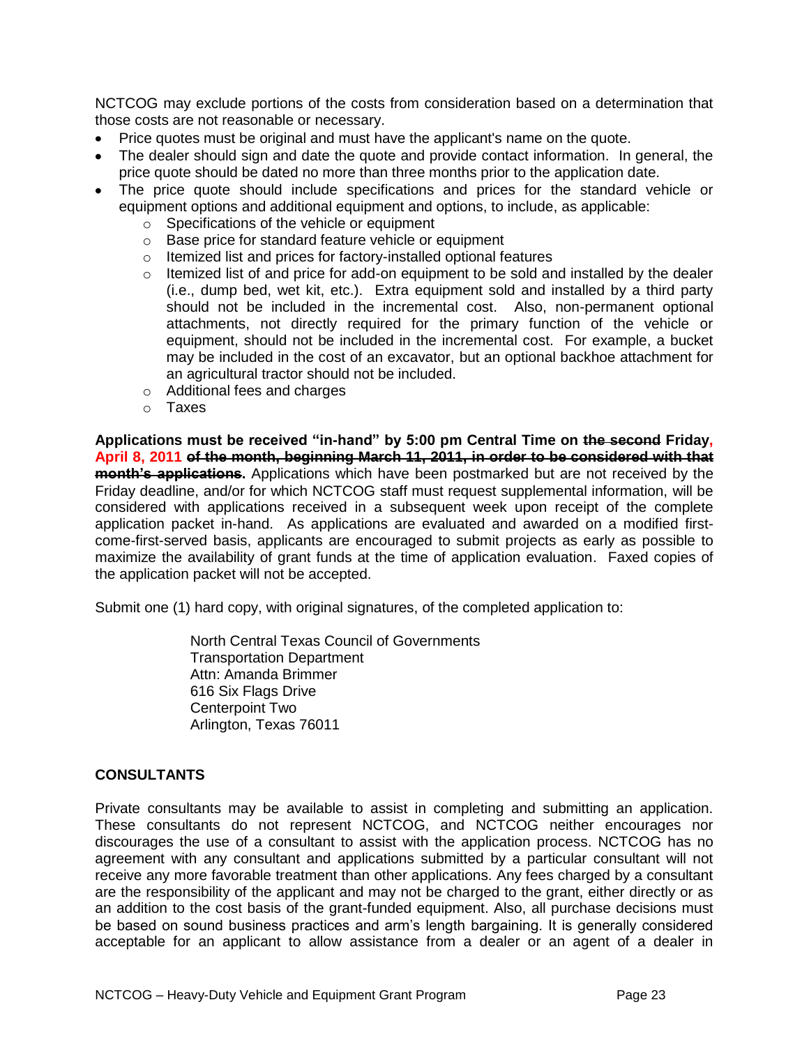NCTCOG may exclude portions of the costs from consideration based on a determination that those costs are not reasonable or necessary.

- Price quotes must be original and must have the applicant's name on the quote.
- The dealer should sign and date the quote and provide contact information. In general, the price quote should be dated no more than three months prior to the application date.
- The price quote should include specifications and prices for the standard vehicle or equipment options and additional equipment and options, to include, as applicable:
    - Specifications of the vehicle or equipment
    - Base price for standard feature vehicle or equipment
    - Itemized list and prices for factory-installed optional features
    - Itemized list of and price for add-on equipment to be sold and installed by the dealer (i.e., dump bed, wet kit, etc.). Extra equipment sold and installed by a third party should not be included in the incremental cost. Also, non-permanent optional attachments, not directly required for the primary function of the vehicle or equipment, should not be included in the incremental cost. For example, a bucket may be included in the cost of an excavator, but an optional backhoe attachment for an agricultural tractor should not be included.
    - Additional fees and charges
    - Taxes

**Applications must be received "in-hand" by 5:00 pm Central Time on ~~the second~~ Friday, April 8, 2011 ~~of the month, beginning March 11, 2011, in order to be considered with that month's applications~~.** Applications which have been postmarked but are not received by the Friday deadline, and/or for which NCTCOG staff must request supplemental information, will be considered with applications received in a subsequent week upon receipt of the complete application packet in-hand. As applications are evaluated and awarded on a modified first-come-first-served basis, applicants are encouraged to submit projects as early as possible to maximize the availability of grant funds at the time of application evaluation. Faxed copies of the application packet will not be accepted.

Submit one (1) hard copy, with original signatures, of the completed application to:

North Central Texas Council of Governments
Transportation Department
Attn: Amanda Brimmer
616 Six Flags Drive
Centerpoint Two
Arlington, Texas 76011

**CONSULTANTS**

Private consultants may be available to assist in completing and submitting an application. These consultants do not represent NCTCOG, and NCTCOG neither encourages nor discourages the use of a consultant to assist with the application process. NCTCOG has no agreement with any consultant and applications submitted by a particular consultant will not receive any more favorable treatment than other applications. Any fees charged by a consultant are the responsibility of the applicant and may not be charged to the grant, either directly or as an addition to the cost basis of the grant-funded equipment. Also, all purchase decisions must be based on sound business practices and arm's length bargaining. It is generally considered acceptable for an applicant to allow assistance from a dealer or an agent of a dealer in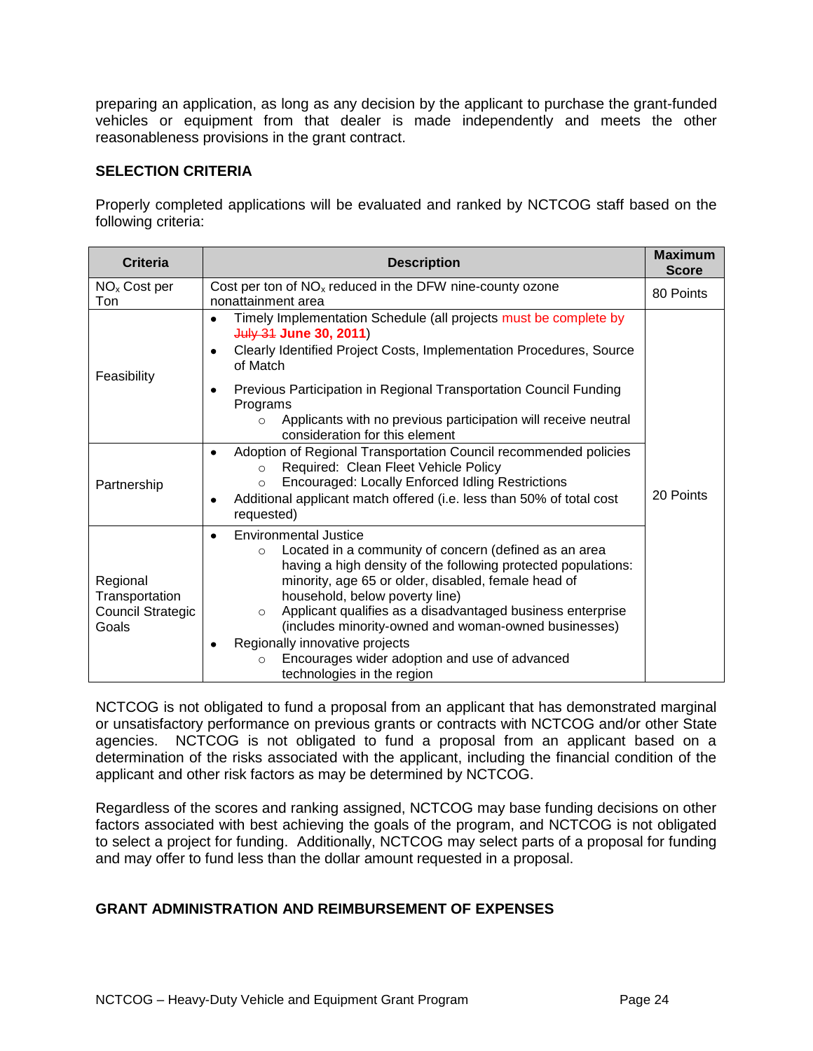preparing an application, as long as any decision by the applicant to purchase the grant-funded vehicles or equipment from that dealer is made independently and meets the other reasonableness provisions in the grant contract.

## SELECTION CRITERIA

Properly completed applications will be evaluated and ranked by NCTCOG staff based on the following criteria:

| Criteria | Description | Maximum Score |
| --- | --- | --- |
| $NO_x$ Cost per Ton | Cost per ton of $NO_x$ reduced in the DFW nine-county ozone nonattainment area | 80 Points |
| Feasibility | • Timely Implementation Schedule (all projects must be complete by ~~July 31~~ **June 30, 2011**)<br>• Clearly Identified Project Costs, Implementation Procedures, Source of Match<br>• Previous Participation in Regional Transportation Council Funding Programs<br>  ○ Applicants with no previous participation will receive neutral consideration for this element | 20 Points |
| Partnership | • Adoption of Regional Transportation Council recommended policies<br>  ○ Required: Clean Fleet Vehicle Policy<br>  ○ Encouraged: Locally Enforced Idling Restrictions<br>• Additional applicant match offered (i.e. less than 50% of total cost requested) | |
| Regional Transportation Council Strategic Goals | • Environmental Justice<br>  ○ Located in a community of concern (defined as an area having a high density of the following protected populations: minority, age 65 or older, disabled, female head of household, below poverty line)<br>  ○ Applicant qualifies as a disadvantaged business enterprise (includes minority-owned and woman-owned businesses)<br>• Regionally innovative projects<br>  ○ Encourages wider adoption and use of advanced technologies in the region | |

NCTCOG is not obligated to fund a proposal from an applicant that has demonstrated marginal or unsatisfactory performance on previous grants or contracts with NCTCOG and/or other State agencies. NCTCOG is not obligated to fund a proposal from an applicant based on a determination of the risks associated with the applicant, including the financial condition of the applicant and other risk factors as may be determined by NCTCOG.

Regardless of the scores and ranking assigned, NCTCOG may base funding decisions on other factors associated with best achieving the goals of the program, and NCTCOG is not obligated to select a project for funding. Additionally, NCTCOG may select parts of a proposal for funding and may offer to fund less than the dollar amount requested in a proposal.

## GRANT ADMINISTRATION AND REIMBURSEMENT OF EXPENSES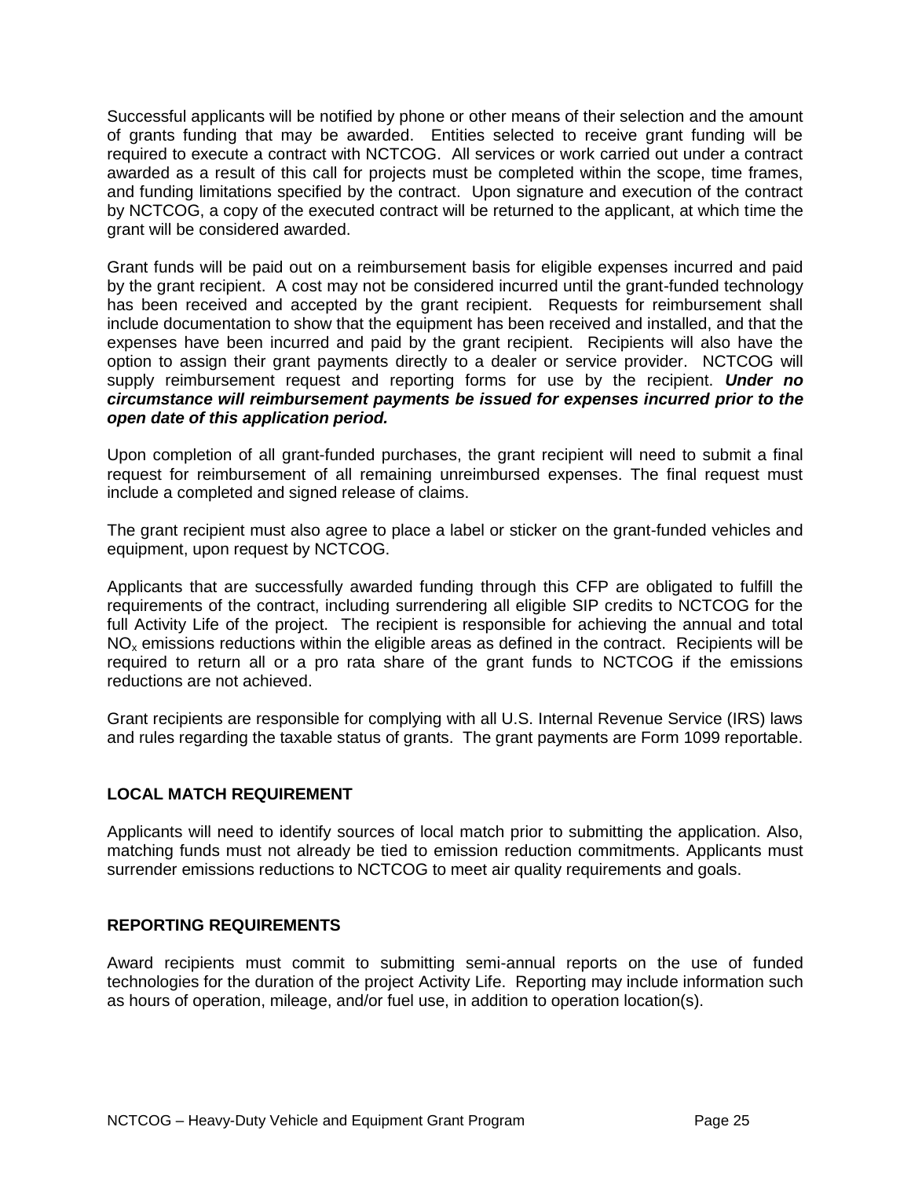Successful applicants will be notified by phone or other means of their selection and the amount of grants funding that may be awarded. Entities selected to receive grant funding will be required to execute a contract with NCTCOG. All services or work carried out under a contract awarded as a result of this call for projects must be completed within the scope, time frames, and funding limitations specified by the contract. Upon signature and execution of the contract by NCTCOG, a copy of the executed contract will be returned to the applicant, at which time the grant will be considered awarded.

Grant funds will be paid out on a reimbursement basis for eligible expenses incurred and paid by the grant recipient. A cost may not be considered incurred until the grant-funded technology has been received and accepted by the grant recipient. Requests for reimbursement shall include documentation to show that the equipment has been received and installed, and that the expenses have been incurred and paid by the grant recipient. Recipients will also have the option to assign their grant payments directly to a dealer or service provider. NCTCOG will supply reimbursement request and reporting forms for use by the recipient. ***Under no circumstance will reimbursement payments be issued for expenses incurred prior to the open date of this application period.***

Upon completion of all grant-funded purchases, the grant recipient will need to submit a final request for reimbursement of all remaining unreimbursed expenses. The final request must include a completed and signed release of claims.

The grant recipient must also agree to place a label or sticker on the grant-funded vehicles and equipment, upon request by NCTCOG.

Applicants that are successfully awarded funding through this CFP are obligated to fulfill the requirements of the contract, including surrendering all eligible SIP credits to NCTCOG for the full Activity Life of the project. The recipient is responsible for achieving the annual and total $NO_x$ emissions reductions within the eligible areas as defined in the contract. Recipients will be required to return all or a pro rata share of the grant funds to NCTCOG if the emissions reductions are not achieved.

Grant recipients are responsible for complying with all U.S. Internal Revenue Service (IRS) laws and rules regarding the taxable status of grants. The grant payments are Form 1099 reportable.

## LOCAL MATCH REQUIREMENT

Applicants will need to identify sources of local match prior to submitting the application. Also, matching funds must not already be tied to emission reduction commitments. Applicants must surrender emissions reductions to NCTCOG to meet air quality requirements and goals.

## REPORTING REQUIREMENTS

Award recipients must commit to submitting semi-annual reports on the use of funded technologies for the duration of the project Activity Life. Reporting may include information such as hours of operation, mileage, and/or fuel use, in addition to operation location(s).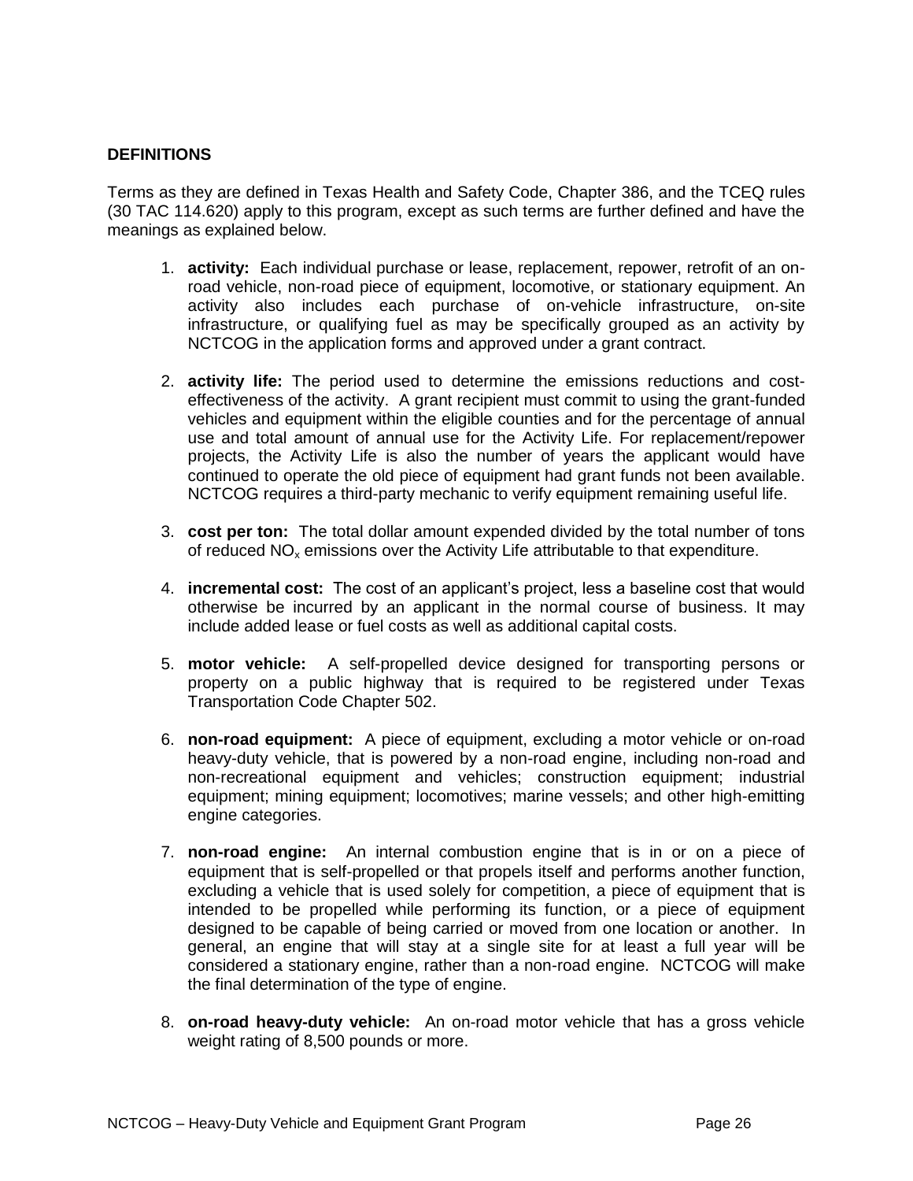## DEFINITIONS

Terms as they are defined in Texas Health and Safety Code, Chapter 386, and the TCEQ rules (30 TAC 114.620) apply to this program, except as such terms are further defined and have the meanings as explained below.

1. **activity:** Each individual purchase or lease, replacement, repower, retrofit of an on-road vehicle, non-road piece of equipment, locomotive, or stationary equipment. An activity also includes each purchase of on-vehicle infrastructure, on-site infrastructure, or qualifying fuel as may be specifically grouped as an activity by NCTCOG in the application forms and approved under a grant contract.

2. **activity life:** The period used to determine the emissions reductions and cost-effectiveness of the activity. A grant recipient must commit to using the grant-funded vehicles and equipment within the eligible counties and for the percentage of annual use and total amount of annual use for the Activity Life. For replacement/repower projects, the Activity Life is also the number of years the applicant would have continued to operate the old piece of equipment had grant funds not been available. NCTCOG requires a third-party mechanic to verify equipment remaining useful life.

3. **cost per ton:** The total dollar amount expended divided by the total number of tons of reduced $NO_x$ emissions over the Activity Life attributable to that expenditure.

4. **incremental cost:** The cost of an applicant's project, less a baseline cost that would otherwise be incurred by an applicant in the normal course of business. It may include added lease or fuel costs as well as additional capital costs.

5. **motor vehicle:** A self-propelled device designed for transporting persons or property on a public highway that is required to be registered under Texas Transportation Code Chapter 502.

6. **non-road equipment:** A piece of equipment, excluding a motor vehicle or on-road heavy-duty vehicle, that is powered by a non-road engine, including non-road and non-recreational equipment and vehicles; construction equipment; industrial equipment; mining equipment; locomotives; marine vessels; and other high-emitting engine categories.

7. **non-road engine:** An internal combustion engine that is in or on a piece of equipment that is self-propelled or that propels itself and performs another function, excluding a vehicle that is used solely for competition, a piece of equipment that is intended to be propelled while performing its function, or a piece of equipment designed to be capable of being carried or moved from one location or another. In general, an engine that will stay at a single site for at least a full year will be considered a stationary engine, rather than a non-road engine. NCTCOG will make the final determination of the type of engine.

8. **on-road heavy-duty vehicle:** An on-road motor vehicle that has a gross vehicle weight rating of 8,500 pounds or more.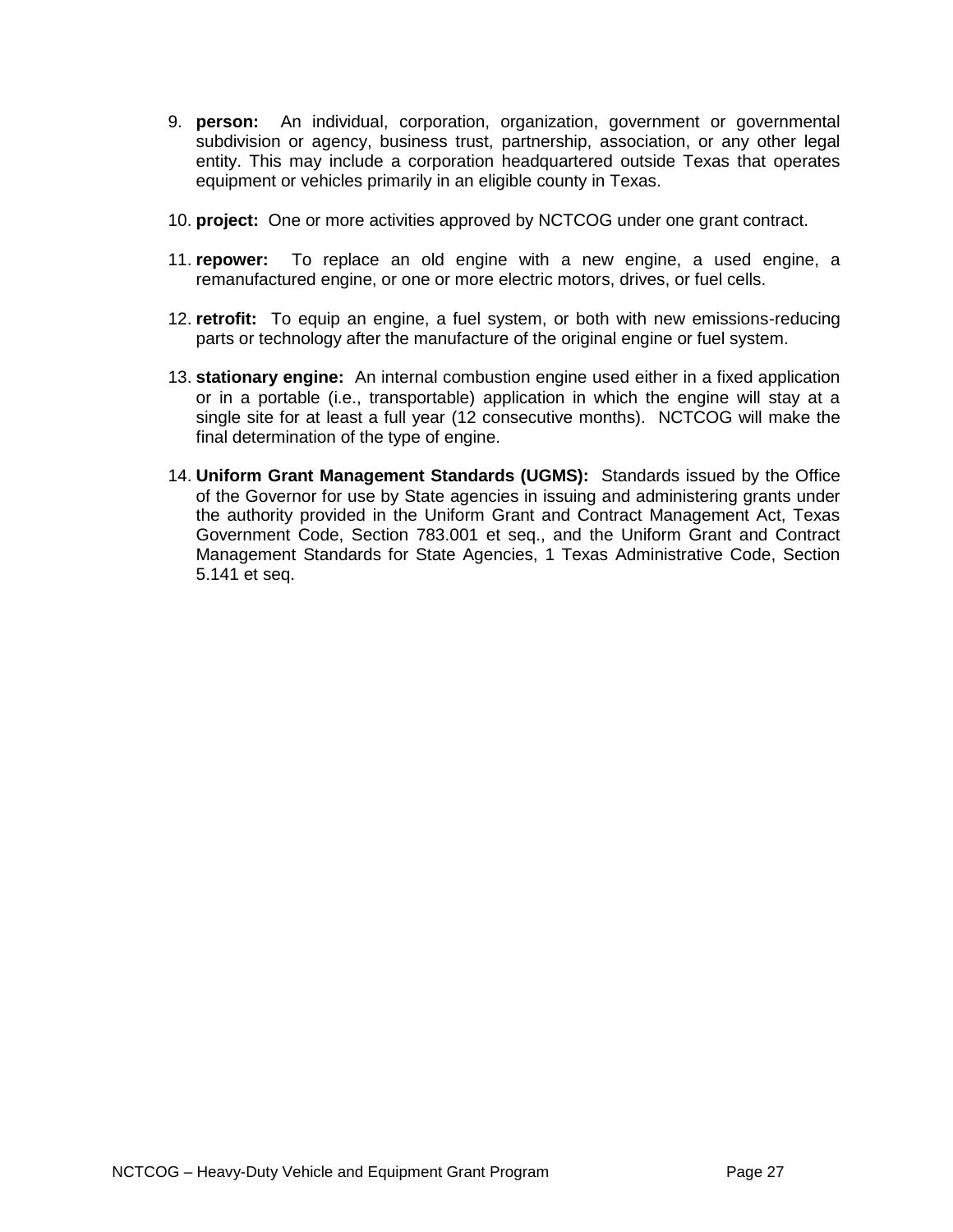9. **person:** An individual, corporation, organization, government or governmental subdivision or agency, business trust, partnership, association, or any other legal entity. This may include a corporation headquartered outside Texas that operates equipment or vehicles primarily in an eligible county in Texas.

10. **project:** One or more activities approved by NCTCOG under one grant contract.

11. **repower:** To replace an old engine with a new engine, a used engine, a remanufactured engine, or one or more electric motors, drives, or fuel cells.

12. **retrofit:** To equip an engine, a fuel system, or both with new emissions-reducing parts or technology after the manufacture of the original engine or fuel system.

13. **stationary engine:** An internal combustion engine used either in a fixed application or in a portable (i.e., transportable) application in which the engine will stay at a single site for at least a full year (12 consecutive months). NCTCOG will make the final determination of the type of engine.

14. **Uniform Grant Management Standards (UGMS):** Standards issued by the Office of the Governor for use by State agencies in issuing and administering grants under the authority provided in the Uniform Grant and Contract Management Act, Texas Government Code, Section 783.001 et seq., and the Uniform Grant and Contract Management Standards for State Agencies, 1 Texas Administrative Code, Section 5.141 et seq.